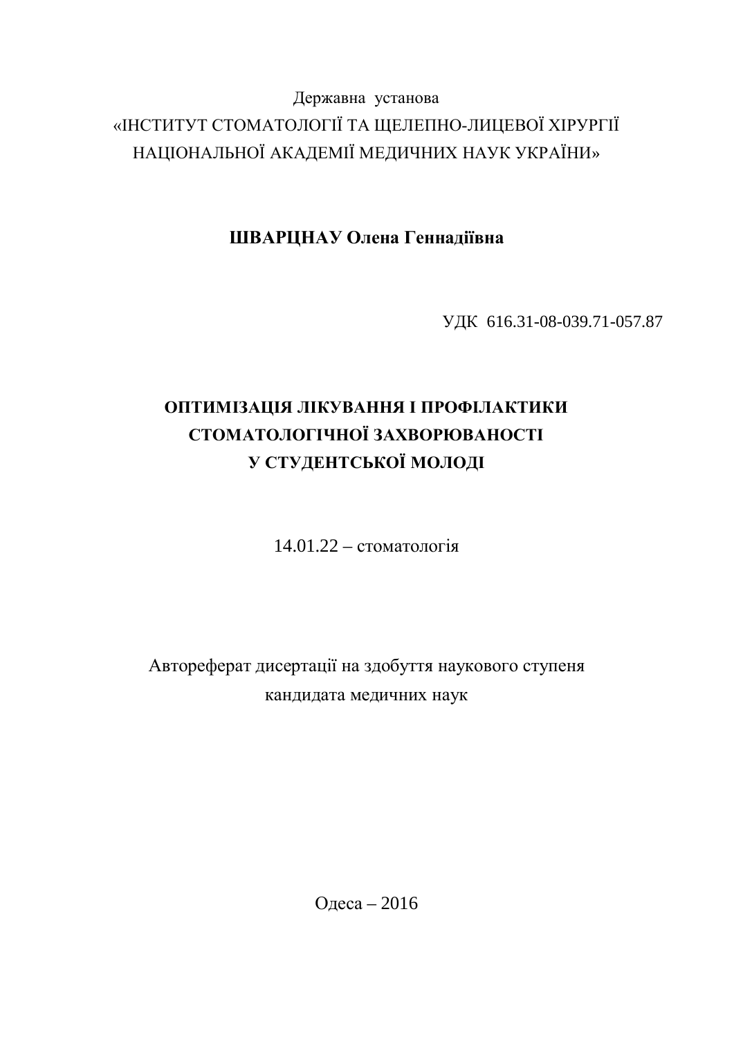Державна установа

«ІНСТИТУТ СТОМАТОЛОГІЇ ТА ЩЕЛЕПНО-ЛИЦЕВОЇ ХІРУРГІЇ НАЦІОНАЛЬНОЇ АКАДЕМІЇ МЕДИЧНИХ НАУК УКРАЇНИ»

**ШВАРЦНАУ Олена Геннадіївна**

УДК 616.31-08-039.71-057.87

# ОПТИМІЗАЦІЯ ЛІКУВАННЯ І ПРОФІЛАКТИКИ СТОМАТОЛОГІЧНОЇ ЗАХВОРЮВАНОСТІ У СТУДЕНТСЬКОЇ МОЛОДІ

14.01.22 – стоматологія

Автореферат дисертації на здобуття наукового ступеня кандидата медичних наук

Одеса – 2016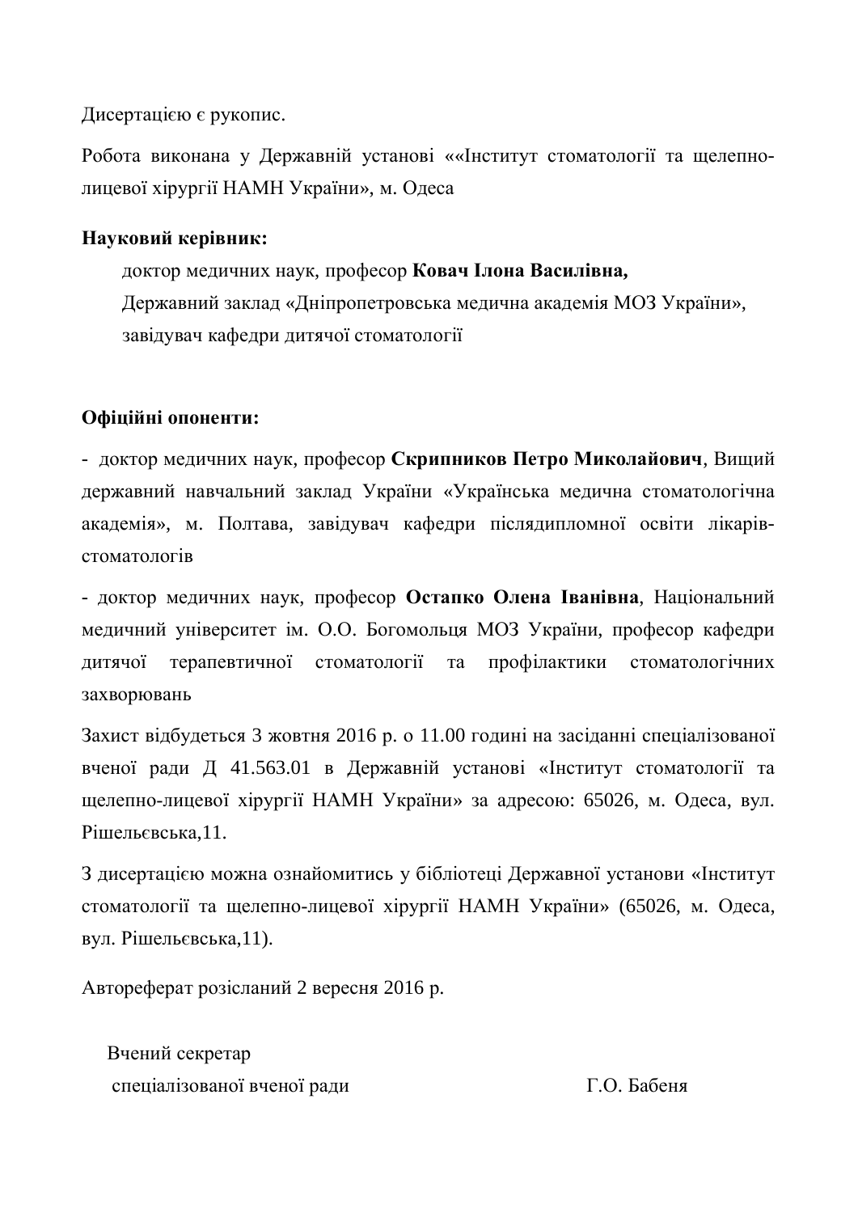Дисертацією є рукопис.

Робота виконана у Державній установі ««Інститут стоматології та щелепно-лицевої хірургії НАМН України», м. Одеса

**Науковий керівник:**

доктор медичних наук, професор **Ковач Ілона Василівна,**
Державний заклад «Дніпропетровська медична академія МОЗ України»,
завідувач кафедри дитячої стоматології

**Офіційні опоненти:**

- доктор медичних наук, професор **Скрипников Петро Миколайович**, Вищий державний навчальний заклад України «Українська медична стоматологічна академія», м. Полтава, завідувач кафедри післядипломної освіти лікарів-стоматологів

- доктор медичних наук, професор **Остапко Олена Іванівна**, Національний медичний університет ім. О.О. Богомольця МОЗ України, професор кафедри дитячої терапевтичної стоматології та профілактики стоматологічних захворювань

Захист відбудеться 3 жовтня 2016 р. о 11.00 годині на засіданні спеціалізованої вченої ради Д 41.563.01 в Державній установі «Інститут стоматології та щелепно-лицевої хірургії НАМН України» за адресою: 65026, м. Одеса, вул. Рішельєвська,11.

З дисертацією можна ознайомитись у бібліотеці Державної установи «Інститут стоматології та щелепно-лицевої хірургії НАМН України» (65026, м. Одеса, вул. Рішельєвська,11).

Автореферат розісланий 2 вересня 2016 р.

Вчений секретар
спеціалізованої вченої ради Г.О. Бабеня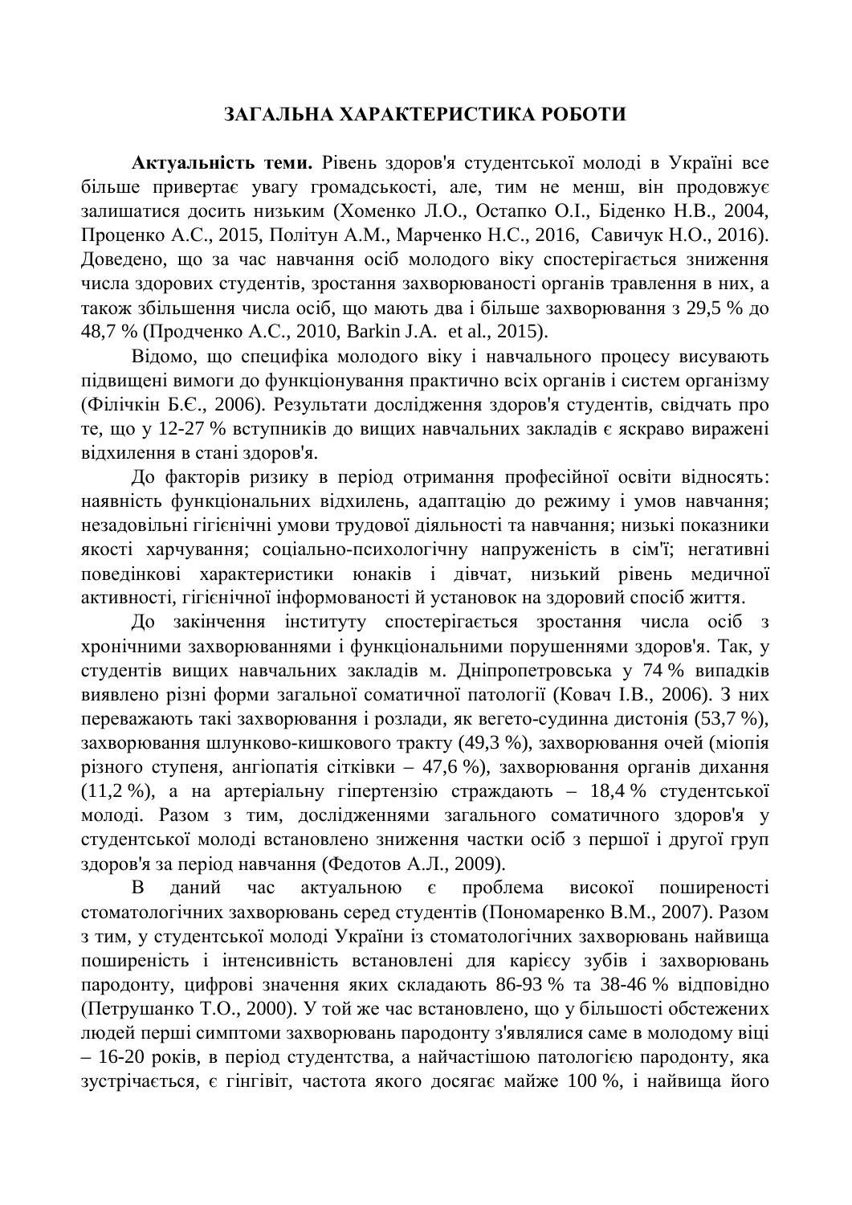## ЗАГАЛЬНА ХАРАКТЕРИСТИКА РОБОТИ

**Актуальність теми.** Рівень здоров'я студентської молоді в Україні все більше привертає увагу громадськості, але, тим не менш, він продовжує залишатися досить низьким (Хоменко Л.О., Остапко О.І., Біденко Н.В., 2004, Проценко А.С., 2015, Політун А.М., Марченко Н.С., 2016, Савичук Н.О., 2016). Доведено, що за час навчання осіб молодого віку спостерігається зниження числа здорових студентів, зростання захворюваності органів травлення в них, а також збільшення числа осіб, що мають два і більше захворювання з 29,5 % до 48,7 % (Продченко А.С., 2010, Barkin J.A. et al., 2015).

Відомо, що специфіка молодого віку і навчального процесу висувають підвищені вимоги до функціонування практично всіх органів і систем організму (Філічкін Б.Є., 2006). Результати дослідження здоров'я студентів, свідчать про те, що у 12-27 % вступників до вищих навчальних закладів є яскраво виражені відхилення в стані здоров'я.

До факторів ризику в період отримання професійної освіти відносять: наявність функціональних відхилень, адаптацію до режиму і умов навчання; незадовільні гігієнічні умови трудової діяльності та навчання; низькі показники якості харчування; соціально-психологічну напруженість в сім'ї; негативні поведінкові характеристики юнаків і дівчат, низький рівень медичної активності, гігієнічної інформованості й установок на здоровий спосіб життя.

До закінчення інституту спостерігається зростання числа осіб з хронічними захворюваннями і функціональними порушеннями здоров'я. Так, у студентів вищих навчальних закладів м. Дніпропетровська у 74 % випадків виявлено різні форми загальної соматичної патології (Ковач І.В., 2006). З них переважають такі захворювання і розлади, як вегето-судинна дистонія (53,7 %), захворювання шлунково-кишкового тракту (49,3 %), захворювання очей (міопія різного ступеня, ангіопатія сітківки – 47,6 %), захворювання органів дихання (11,2 %), а на артеріальну гіпертензію страждають – 18,4 % студентської молоді. Разом з тим, дослідженнями загального соматичного здоров'я у студентської молоді встановлено зниження частки осіб з першої і другої груп здоров'я за період навчання (Федотов А.Л., 2009).

В даний час актуальною є проблема високої поширеності стоматологічних захворювань серед студентів (Пономаренко В.М., 2007). Разом з тим, у студентської молоді України із стоматологічних захворювань найвища поширеність і інтенсивність встановлені для карієсу зубів і захворювань пародонту, цифрові значення яких складають 86-93 % та 38-46 % відповідно (Петрушанко Т.О., 2000). У той же час встановлено, що у більшості обстежених людей перші симптоми захворювань пародонту з'являлися саме в молодому віці – 16-20 років, в період студентства, а найчастішою патологією пародонту, яка зустрічається, є гінгівіт, частота якого досягає майже 100 %, і найвища його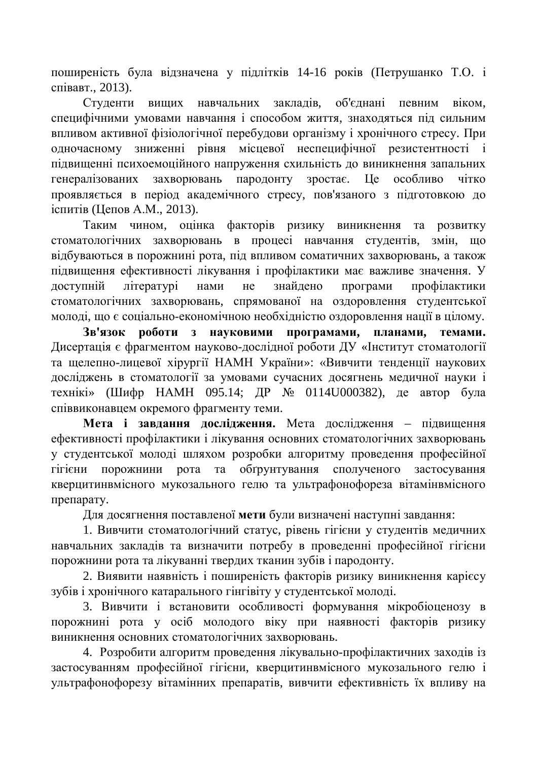поширеність була відзначена у підлітків 14-16 років (Петрушанко Т.О. і співавт., 2013).

Студенти вищих навчальних закладів, об'єднані певним віком, специфічними умовами навчання і способом життя, знаходяться під сильним впливом активної фізіологічної перебудови організму і хронічного стресу. При одночасному зниженні рівня місцевої неспецифічної резистентності і підвищенні психоемоційного напруження схильність до виникнення запальних генералізованих захворювань пародонту зростає. Це особливо чітко проявляється в період академічного стресу, пов'язаного з підготовкою до іспитів (Цепов А.М., 2013).

Таким чином, оцінка факторів ризику виникнення та розвитку стоматологічних захворювань в процесі навчання студентів, змін, що відбуваються в порожнині рота, під впливом соматичних захворювань, а також підвищення ефективності лікування і профілактики має важливе значення. У доступній літературі нами не знайдено програми профілактики стоматологічних захворювань, спрямованої на оздоровлення студентської молоді, що є соціально-економічною необхідністю оздоровлення нації в цілому.

**Зв'язок роботи з науковими програмами, планами, темами.** Дисертація є фрагментом науково-дослідної роботи ДУ «Інститут стоматології та щелепно-лицевої хірургії НАМН України»: «Вивчити тенденції наукових досліджень в стоматології за умовами сучасних досягнень медичної науки і технікі» (Шифр НАМН 095.14; ДР № 0114U000382), де автор була співвиконавцем окремого фрагменту теми.

**Мета і завдання дослідження.** Мета дослідження – підвищення ефективності профілактики і лікування основних стоматологічних захворювань у студентської молоді шляхом розробки алгоритму проведення професійної гігієни порожнини рота та обґрунтування сполученого застосування кверцитинвмісного мукозального гелю та ультрафонофореза вітамінвмісного препарату.

Для досягнення поставленої **мети** були визначені наступні завдання:

1. Вивчити стоматологічний статус, рівень гігієни у студентів медичних навчальних закладів та визначити потребу в проведенні професійної гігієни порожнини рота та лікуванні твердих тканин зубів і пародонту.

2. Виявити наявність і поширеність факторів ризику виникнення карієсу зубів і хронічного катарального гінгівіту у студентської молоді.

3. Вивчити і встановити особливості формування мікробіоценозу в порожнині рота у осіб молодого віку при наявності факторів ризику виникнення основних стоматологічних захворювань.

4. Розробити алгоритм проведення лікувально-профілактичних заходів із застосуванням професійної гігієни, кверцитинвмісного мукозального гелю і ультрафонофорезу вітамінних препаратів, вивчити ефективність їх впливу на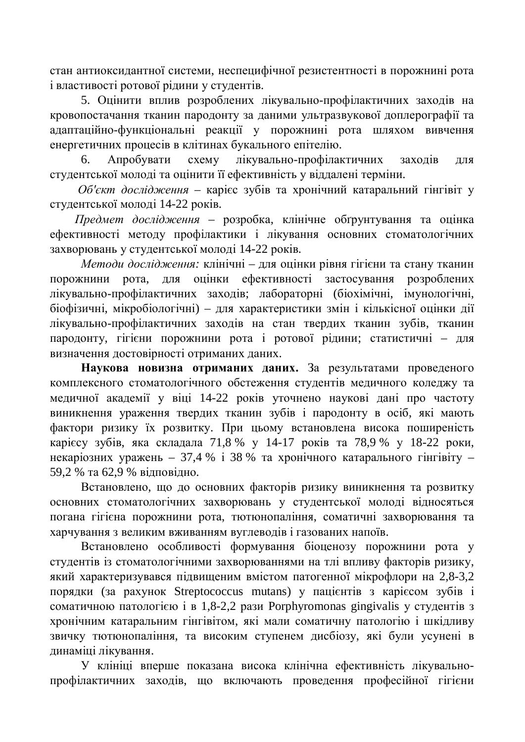стан антиоксидантної системи, неспецифічної резистентності в порожнині рота і властивості ротової рідини у студентів.

5. Оцінити вплив розроблених лікувально-профілактичних заходів на кровопостачання тканин пародонту за даними ультразвукової доплерографії та адаптаційно-функціональні реакції у порожнині рота шляхом вивчення енергетичних процесів в клітинах букального епітелію.

6. Апробувати схему лікувально-профілактичних заходів для студентської молоді та оцінити її ефективність у віддалені терміни.

*Об'єкт дослідження* – карієс зубів та хронічний катаральний гінгівіт у студентської молоді 14-22 років.

*Предмет дослідження* – розробка, клінічне обґрунтування та оцінка ефективності методу профілактики і лікування основних стоматологічних захворювань у студентської молоді 14-22 років.

*Методи дослідження:* клінічні – для оцінки рівня гігієни та стану тканин порожнини рота, для оцінки ефективності застосування розроблених лікувально-профілактичних заходів; лабораторні (біохімічні, імунологічні, біофізичні, мікробіологічні) – для характеристики змін і кількісної оцінки дії лікувально-профілактичних заходів на стан твердих тканин зубів, тканин пародонту, гігієни порожнини рота і ротової рідини; статистичні – для визначення достовірності отриманих даних.

**Наукова новизна отриманих даних.** За результатами проведеного комплексного стоматологічного обстеження студентів медичного коледжу та медичної академії у віці 14-22 років уточнено наукові дані про частоту виникнення ураження твердих тканин зубів і пародонту в осіб, які мають фактори ризику їх розвитку. При цьому встановлена висока поширеність карієсу зубів, яка складала 71,8 % у 14-17 років та 78,9 % у 18-22 роки, некаріозних уражень – 37,4 % і 38 % та хронічного катарального гінгівіту – 59,2 % та 62,9 % відповідно.

Встановлено, що до основних факторів ризику виникнення та розвитку основних стоматологічних захворювань у студентської молоді відносяться погана гігієна порожнини рота, тютюнопаління, соматичні захворювання та харчування з великим вживанням вуглеводів і газованих напоїв.

Встановлено особливості формування біоценозу порожнини рота у студентів із стоматологічними захворюваннями на тлі впливу факторів ризику, який характеризувався підвищеним вмістом патогенної мікрофлори на 2,8-3,2 порядки (за рахунок Streptococcus mutans) у пацієнтів з карієсом зубів і соматичною патологією і в 1,8-2,2 рази Porphyromonas gingivalis у студентів з хронічним катаральним гінгівітом, які мали соматичну патологію і шкідливу звичку тютюнопаління, та високим ступенем дисбіозу, які були усунені в динаміці лікування.

У клініці вперше показана висока клінічна ефективність лікувально-профілактичних заходів, що включають проведення професійної гігієни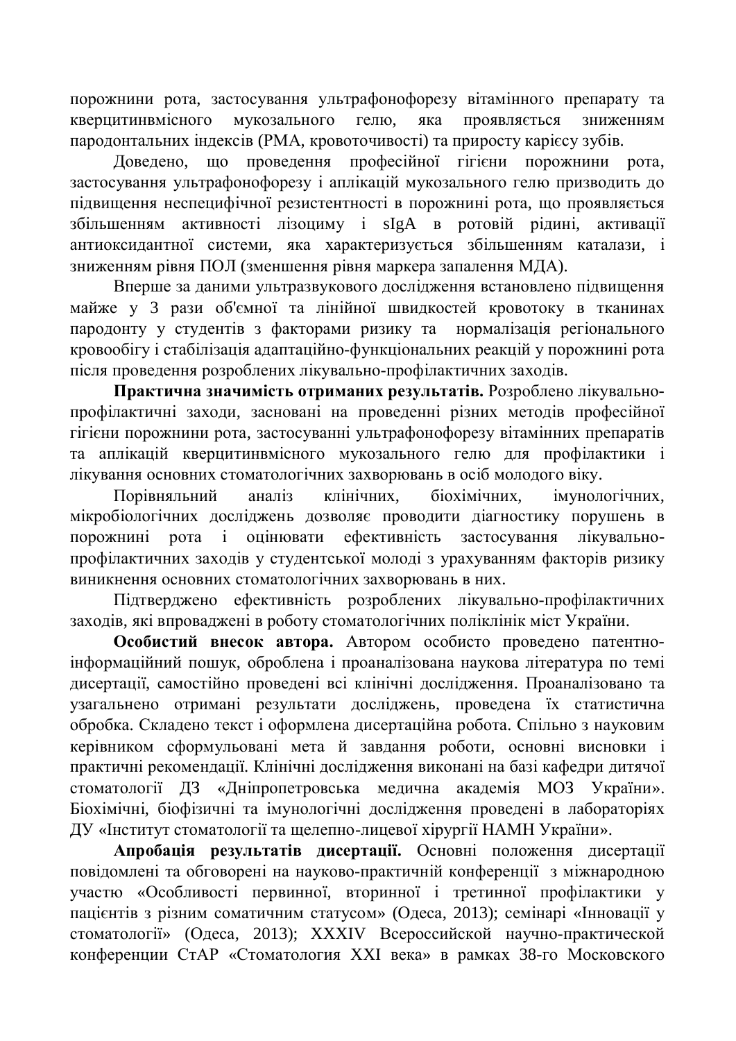порожнини рота, застосування ультрафонофорезу вітамінного препарату та кверцитинвмісного мукозального гелю, яка проявляється зниженням пародонтальних індексів (РМА, кровоточивості) та приросту карієсу зубів.

Доведено, що проведення професійної гігієни порожнини рота, застосування ультрафонофорезу і аплікацій мукозального гелю призводить до підвищення неспецифічної резистентності в порожнині рота, що проявляється збільшенням активності лізоциму і sIgA в ротовій рідині, активації антиоксидантної системи, яка характеризується збільшенням каталази, і зниженням рівня ПОЛ (зменшення рівня маркера запалення МДА).

Вперше за даними ультразвукового дослідження встановлено підвищення майже у 3 рази об'ємної та лінійної швидкостей кровотоку в тканинах пародонту у студентів з факторами ризику та нормалізація регіонального кровообігу і стабілізація адаптаційно-функціональних реакцій у порожнині рота після проведення розроблених лікувально-профілактичних заходів.

**Практична значимість отриманих результатів.** Розроблено лікувально-профілактичні заходи, засновані на проведенні різних методів професійної гігієни порожнини рота, застосуванні ультрафонофорезу вітамінних препаратів та аплікацій кверцитинвмісного мукозального гелю для профілактики і лікування основних стоматологічних захворювань в осіб молодого віку.

Порівняльний аналіз клінічних, біохімічних, імунологічних, мікробіологічних досліджень дозволяє проводити діагностику порушень в порожнині рота і оцінювати ефективність застосування лікувально-профілактичних заходів у студентської молоді з урахуванням факторів ризику виникнення основних стоматологічних захворювань в них.

Підтверджено ефективність розроблених лікувально-профілактичних заходів, які впроваджені в роботу стоматологічних поліклінік міст України.

**Особистий внесок автора.** Автором особисто проведено патентно-інформаційний пошук, оброблена і проаналізована наукова література по темі дисертації, самостійно проведені всі клінічні дослідження. Проаналізовано та узагальнено отримані результати досліджень, проведена їх статистична обробка. Складено текст і оформлена дисертаційна робота. Спільно з науковим керівником сформульовані мета й завдання роботи, основні висновки і практичні рекомендації. Клінічні дослідження виконані на базі кафедри дитячої стоматології ДЗ «Дніпропетровська медична академія МОЗ України». Біохімічні, біофізичні та імунологічні дослідження проведені в лабораторіях ДУ «Інститут стоматології та щелепно-лицевої хірургії НАМН України».

**Апробація результатів дисертації.** Основні положення дисертації повідомлені та обговорені на науково-практичній конференції з міжнародною участю «Особливості первинної, вторинної і третинної профілактики у пацієнтів з різним соматичним статусом» (Одеса, 2013); семінарі «Інновації у стоматології» (Одеса, 2013); XXXIV Всероссийской научно-практической конференции СтАР «Стоматология XXI века» в рамках 38-го Московского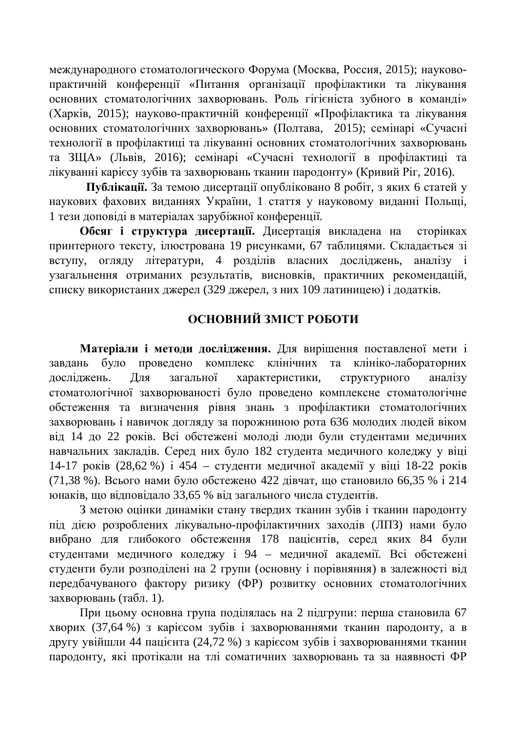международного стоматологического Форума (Москва, Россия, 2015); науково-практичній конференції «Питання організації профілактики та лікування основних стоматологічних захворювань. Роль гігієніста зубного в команді» (Харків, 2015); науково-практичній конференції «Профілактика та лікування основних стоматологічних захворювань» (Полтава, 2015); семінарі «Сучасні технології в профілактиці та лікуванні основних стоматологічних захворювань та ЗЩА» (Львів, 2016); семінарі «Сучасні технології в профілактиці та лікуванні карієсу зубів та захворювань тканин пародонту» (Кривий Ріг, 2016).

**Публікації.** За темою дисертації опубліковано 8 робіт, з яких 6 статей у наукових фахових виданнях України, 1 стаття у науковому виданні Польщі, 1 тези доповіді в матеріалах зарубіжної конференції.

**Обсяг і структура дисертації.** Дисертація викладена на сторінках принтерного тексту, ілюстрована 19 рисунками, 67 таблицями. Складається зі вступу, огляду літератури, 4 розділів власних досліджень, аналізу і узагальнення отриманих результатів, висновків, практичних рекомендацій, списку використаних джерел (329 джерел, з них 109 латиницею) і додатків.

## ОСНОВНИЙ ЗМІСТ РОБОТИ

**Матеріали і методи дослідження.** Для вирішення поставленої мети і завдань було проведено комплекс клінічних та клініко-лабораторних досліджень. Для загальної характеристики, структурного аналізу стоматологічної захворюваності було проведено комплексне стоматологічне обстеження та визначення рівня знань з профілактики стоматологічних захворювань і навичок догляду за порожниною рота 636 молодих людей віком від 14 до 22 років. Всі обстежені молоді люди були студентами медичних навчальних закладів. Серед них було 182 студента медичного коледжу у віці 14-17 років (28,62 %) і 454 – студенти медичної академії у віці 18-22 років (71,38 %). Всього нами було обстежено 422 дівчат, що становило 66,35 % і 214 юнаків, що відповідало 33,65 % від загального числа студентів.

З метою оцінки динаміки стану твердих тканин зубів і тканин пародонту під дією розроблених лікувально-профілактичних заходів (ЛПЗ) нами було вибрано для глибокого обстеження 178 пацієнтів, серед яких 84 були студентами медичного коледжу і 94 – медичної академії. Всі обстежені студенти були розподілені на 2 групи (основну і порівняння) в залежності від передбачуваного фактору ризику (ФР) розвитку основних стоматологічних захворювань (табл. 1).

При цьому основна група поділялась на 2 підгрупи: перша становила 67 хворих (37,64 %) з карієсом зубів і захворюваннями тканин пародонту, а в другу увійшли 44 пацієнта (24,72 %) з карієсом зубів і захворюваннями тканин пародонту, які протікали на тлі соматичних захворювань та за наявності ФР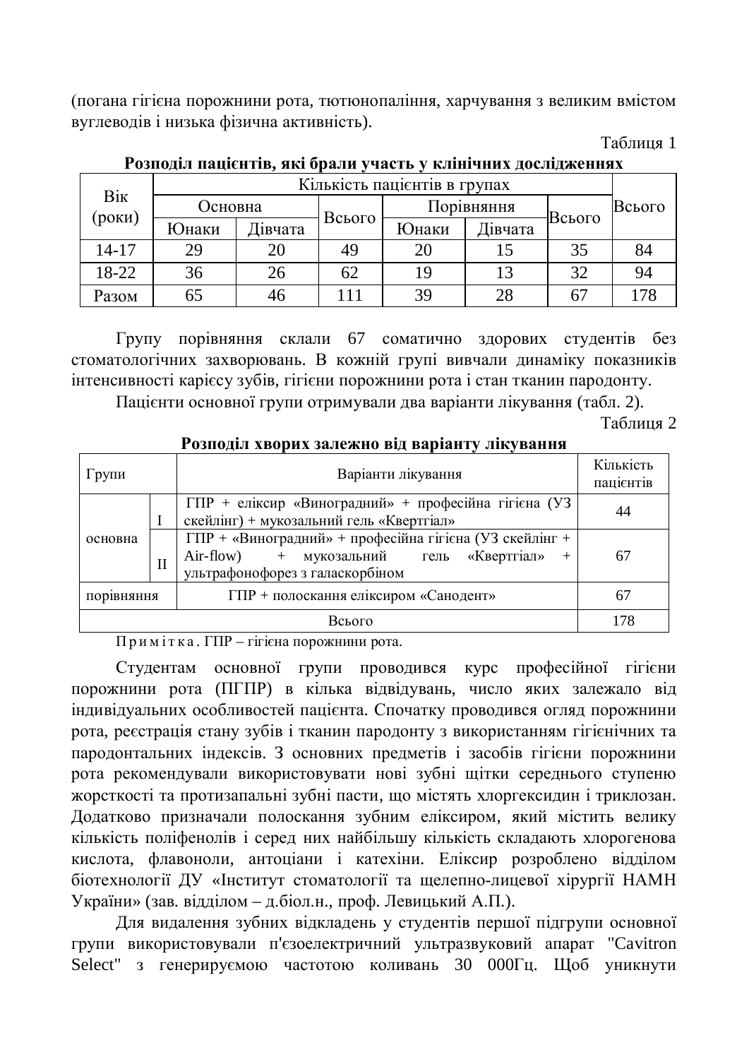(погана гігієна порожнини рота, тютюнопаління, харчування з великим вмістом вуглеводів і низька фізична активність).

Таблиця 1

**Розподіл пацієнтів, які брали участь у клінічних дослідженнях**

| Вік (роки) | Кількість пацієнтів в групах | | | | | | Всього |
|---|---|---|---|---|---|---|---|
| | Основна | | Всього | Порівняння | | Всього | |
| | Юнаки | Дівчата | | Юнаки | Дівчата | | |
| 14-17 | 29 | 20 | 49 | 20 | 15 | 35 | 84 |
| 18-22 | 36 | 26 | 62 | 19 | 13 | 32 | 94 |
| Разом | 65 | 46 | 111 | 39 | 28 | 67 | 178 |

Групу порівняння склали 67 соматично здорових студентів без стоматологічних захворювань. В кожній групі вивчали динаміку показників інтенсивності карієсу зубів, гігієни порожнини рота і стан тканин пародонту.

Пацієнти основної групи отримували два варіанти лікування (табл. 2).

Таблиця 2

**Розподіл хворих залежно від варіанту лікування**

| Групи | | Варіанти лікування | Кількість пацієнтів |
|---|---|---|---|
| основна | I | ГПР + еліксир «Виноградний» + професійна гігієна (УЗ скейлінг) + мукозальний гель «Квертгіал» | 44 |
| | II | ГПР + «Виноградний» + професійна гігієна (УЗ скейлінг + Air-flow) + мукозальний гель «Квертгіал» + ультрафонофорез з галаскорбіном | 67 |
| порівняння | | ГПР + полоскання еліксиром «Санодент» | 67 |
| Всього | | | 178 |

Примітка. ГПР – гігієна порожнини рота.

Студентам основної групи проводився курс професійної гігієни порожнини рота (ПГПР) в кілька відвідувань, число яких залежало від індивідуальних особливостей пацієнта. Спочатку проводився огляд порожнини рота, реєстрація стану зубів і тканин пародонту з використанням гігієнічних та пародонтальних індексів. З основних предметів і засобів гігієни порожнини рота рекомендували використовувати нові зубні щітки середнього ступеню жорсткості та протизапальні зубні пасти, що містять хлоргексидин і триклозан. Додатково призначали полоскання зубним еліксиром, який містить велику кількість поліфенолів і серед них найбільшу кількість складають хлорогенова кислота, флавоноли, антоціани і катехіни. Еліксир розроблено відділом біотехнології ДУ «Інститут стоматології та щелепно-лицевої хірургії НАМН України» (зав. відділом – д.біол.н., проф. Левицький А.П.).

Для видалення зубних відкладень у студентів першої підгрупи основної групи використовували п'єзоелектричний ультразвуковий апарат "Cavitron Select" з генерируємою частотою коливань 30 000Гц. Щоб уникнути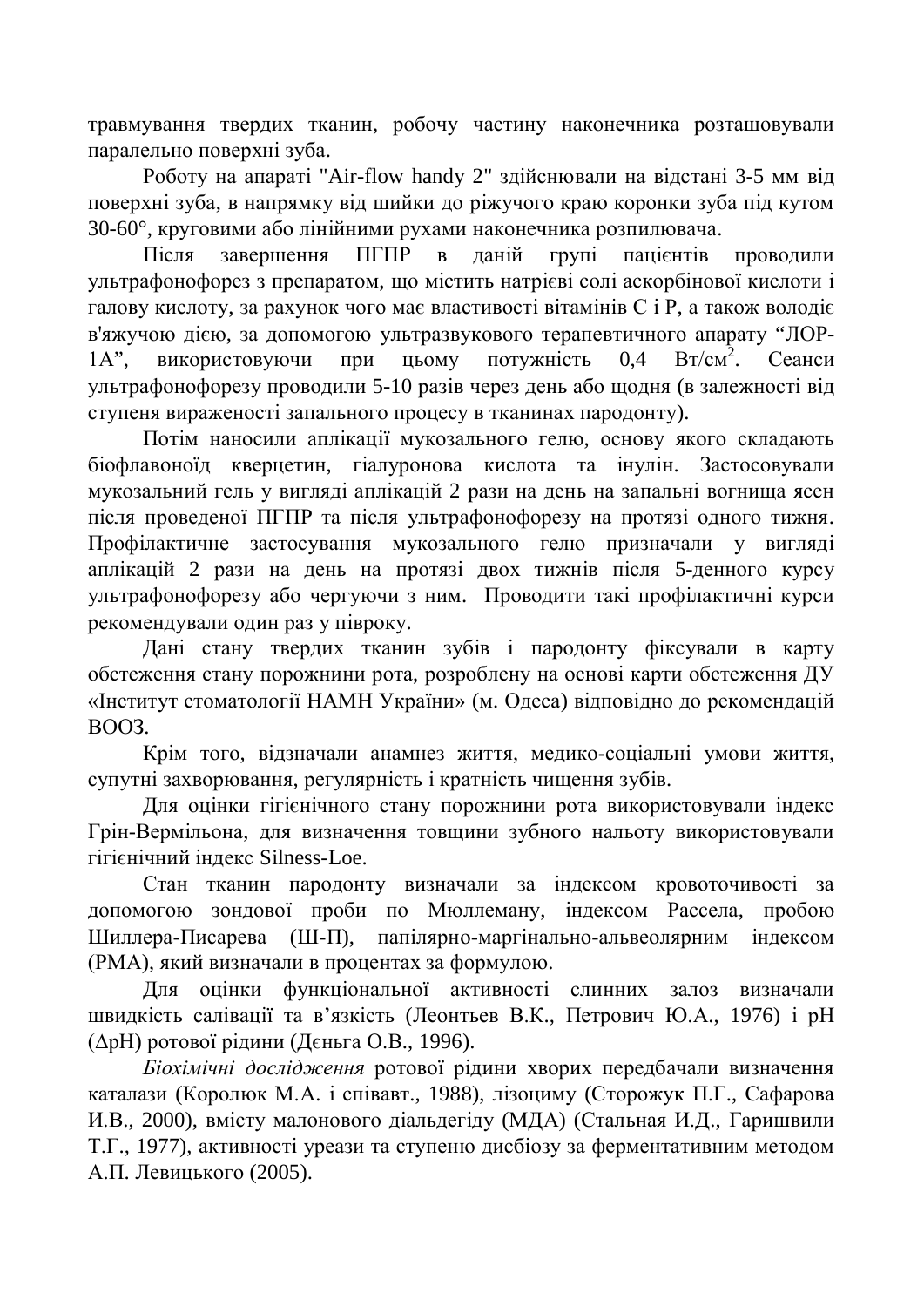травмування твердих тканин, робочу частину наконечника розташовували паралельно поверхні зуба.

Роботу на апараті "Air-flow handy 2" здійснювали на відстані 3-5 мм від поверхні зуба, в напрямку від шийки до ріжучого краю коронки зуба під кутом 30-60°, круговими або лінійними рухами наконечника розпилювача.

Після завершення ПГПР в даній групі пацієнтів проводили ультрафонофорез з препаратом, що містить натрієві солі аскорбінової кислоти і галову кислоту, за рахунок чого має властивості вітамінів С і Р, а також володіє в'яжучою дією, за допомогою ультразвукового терапевтичного апарату “ЛОР-1А”, використовуючи при цьому потужність 0,4 Вт/см$^2$. Сеанси ультрафонофорезу проводили 5-10 разів через день або щодня (в залежності від ступеня вираженості запального процесу в тканинах пародонту).

Потім наносили аплікації мукозального гелю, основу якого складають біофлавоноїд кверцетин, гіалуронова кислота та інулін. Застосовували мукозальний гель у вигляді аплікацій 2 рази на день на запальні вогнища ясен після проведеної ПГПР та після ультрафонофорезу на протязі одного тижня. Профілактичне застосування мукозального гелю призначали у вигляді аплікацій 2 рази на день на протязі двох тижнів після 5-денного курсу ультрафонофорезу або чергуючи з ним. Проводити такі профілактичні курси рекомендували один раз у півроку.

Дані стану твердих тканин зубів і пародонту фіксували в карту обстеження стану порожнини рота, розроблену на основі карти обстеження ДУ «Інститут стоматології НАМН України» (м. Одеса) відповідно до рекомендацій ВООЗ.

Крім того, відзначали анамнез життя, медико-соціальні умови життя, супутні захворювання, регулярність і кратність чищення зубів.

Для оцінки гігієнічного стану порожнини рота використовували індекс Грін-Вермільона, для визначення товщини зубного нальоту використовували гігієнічний індекс Silness-Loe.

Стан тканин пародонту визначали за індексом кровоточивості за допомогою зондової проби по Мюллеману, індексом Рассела, пробою Шиллера-Писарева (Ш-П), папілярно-маргінально-альвеолярним індексом (РМА), який визначали в процентах за формулою.

Для оцінки функціональної активності слинних залоз визначали швидкість салівації та в’язкість (Леонтьев В.К., Петрович Ю.А., 1976) і рН (ΔрН) ротової рідини (Дєньга О.В., 1996).

*Біохімічні дослідження* ротової рідини хворих передбачали визначення каталази (Королюк М.А. і співавт., 1988), лізоциму (Сторожук П.Г., Сафарова И.В., 2000), вмісту малонового діальдегіду (МДА) (Стальная И.Д., Гаришвили Т.Г., 1977), активності уреази та ступеню дисбіозу за ферментативним методом А.П. Левицького (2005).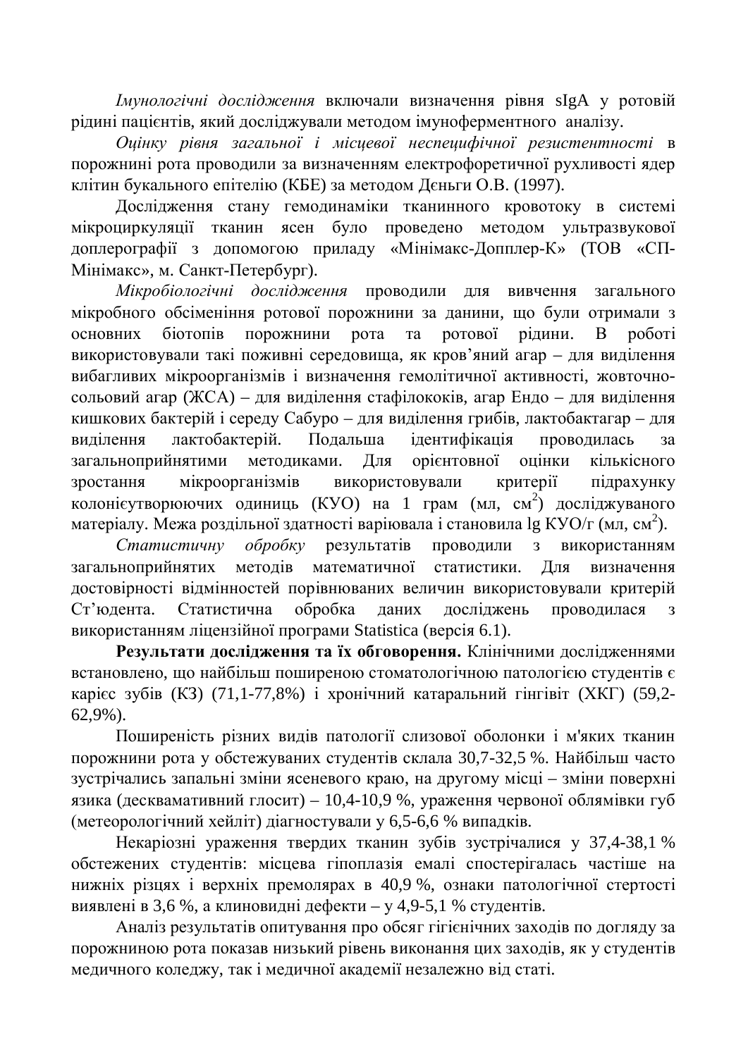*Імунологічні дослідження* включали визначення рівня sIgA у ротовій рідині пацієнтів, який досліджували методом імуноферментного аналізу.

*Оцінку рівня загальної і місцевої неспецифічної резистентності* в порожнині рота проводили за визначенням електрофоретичної рухливості ядер клітин букального епітелію (КБЕ) за методом Дєньги О.В. (1997).

Дослідження стану гемодинаміки тканинного кровотоку в системі мікроциркуляції тканин ясен було проведено методом ультразвукової доплерографії з допомогою приладу «Мінімакс-Допплер-К» (ТОВ «СП-Мінімакс», м. Санкт-Петербург).

*Мікробіологічні дослідження* проводили для вивчення загального мікробного обсіменіння ротової порожнини за данини, що були отримали з основних біотопів порожнини рота та ротової рідини. В роботі використовували такі поживні середовища, як кров'яний агар – для виділення вибагливих мікроорганізмів і визначення гемолітичної активності, жовточно-сольовий агар (ЖСА) – для виділення стафілококів, агар Ендо – для виділення кишкових бактерій і середу Сабуро – для виділення грибів, лактобактагар – для виділення лактобактерій. Подальша ідентифікація проводилась за загальноприйнятими методиками. Для орієнтовної оцінки кількісного зростання мікроорганізмів використовували критерії підрахунку колонієутворюючих одиниць (КУО) на 1 грам (мл, см$^2$) досліджуваного матеріалу. Межа роздільної здатності варіювала і становила lg КУО/г (мл, см$^2$).

*Статистичну обробку* результатів проводили з використанням загальноприйнятих методів математичної статистики. Для визначення достовірності відмінностей порівнюваних величин використовували критерій Ст'юдента. Статистична обробка даних досліджень проводилася з використанням ліцензійної програми Statistica (версія 6.1).

**Результати дослідження та їх обговорення.** Клінічними дослідженнями встановлено, що найбільш поширеною стоматологічною патологією студентів є карієс зубів (КЗ) (71,1-77,8%) і хронічний катаральний гінгівіт (ХКГ) (59,2-62,9%).

Поширеність різних видів патології слизової оболонки і м'яких тканин порожнини рота у обстежуваних студентів склала 30,7-32,5 %. Найбільш часто зустрічались запальні зміни ясеневого краю, на другому місці – зміни поверхні язика (десквамативний глосит) – 10,4-10,9 %, ураження червоної облямівки губ (метеорологічний хейліт) діагностували у 6,5-6,6 % випадків.

Некаріозні ураження твердих тканин зубів зустрічалися у 37,4-38,1 % обстежених студентів: місцева гіпоплазія емалі спостерігалась частіше на нижніх різцях і верхніх премолярах в 40,9 %, ознаки патологічної стертості виявлені в 3,6 %, а клиновидні дефекти – у 4,9-5,1 % студентів.

Аналіз результатів опитування про обсяг гігієнічних заходів по догляду за порожниною рота показав низький рівень виконання цих заходів, як у студентів медичного коледжу, так і медичної академії незалежно від статі.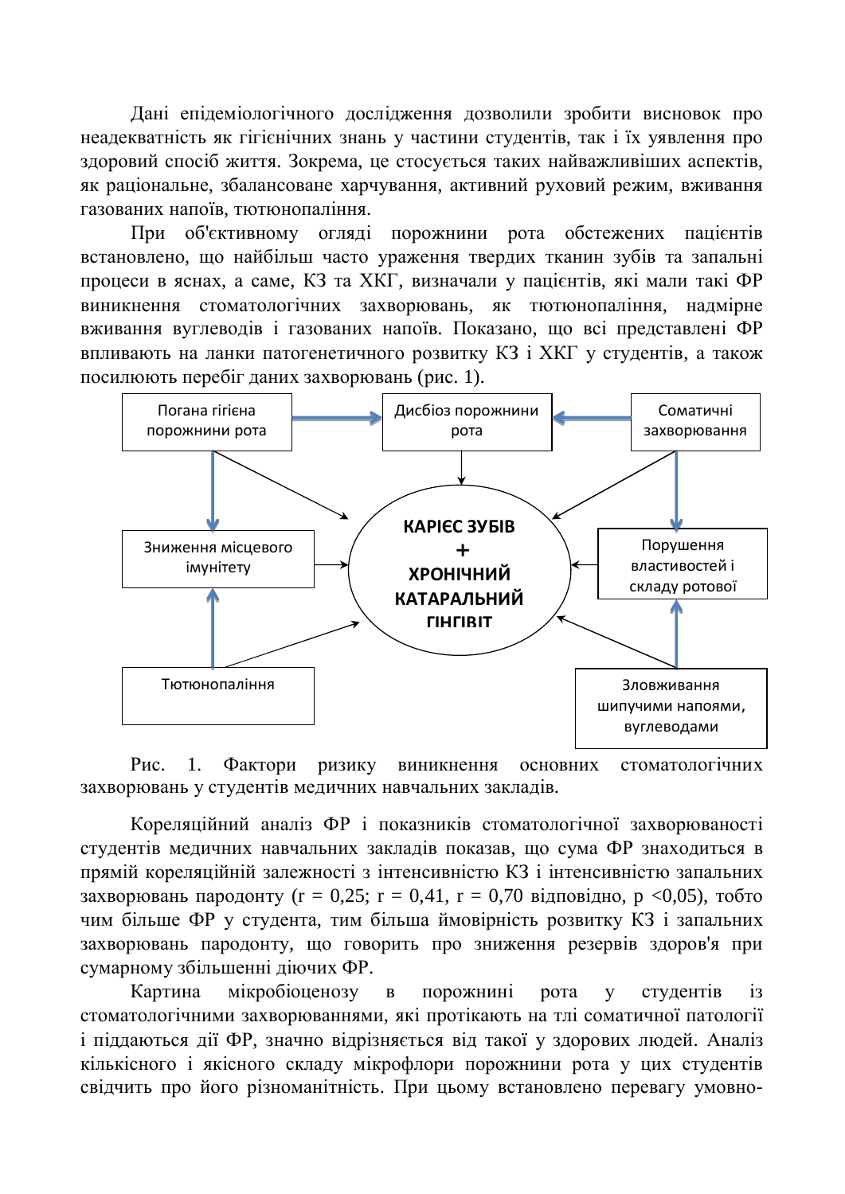Дані епідеміологічного дослідження дозволили зробити висновок про неадекватність як гігієнічних знань у частини студентів, так і їх уявлення про здоровий спосіб життя. Зокрема, це стосується таких найважливіших аспектів, як раціональне, збалансоване харчування, активний руховий режим, вживання газованих напоїв, тютюнопаління.

При об'єктивному огляді порожнини рота обстежених пацієнтів встановлено, що найбільш часто ураження твердих тканин зубів та запальні процеси в яснах, а саме, КЗ та ХКГ, визначали у пацієнтів, які мали такі ФР виникнення стоматологічних захворювань, як тютюнопаління, надмірне вживання вуглеводів і газованих напоїв. Показано, що всі представлені ФР впливають на ланки патогенетичного розвитку КЗ і ХКГ у студентів, а також посилюють перебіг даних захворювань (рис. 1).

Погана гігієна порожнини рота

Дисбіоз порожнини рота

Соматичні захворювання

Зниження місцевого імунітету

**КАРІЄС ЗУБІВ + ХРОНІЧНИЙ КАТАРАЛЬНИЙ ГІНГІВІТ**

Порушення властивостей і складу ротової

Тютюнопаління

Зловживання шипучими напоями, вуглеводами

Рис. 1. Фактори ризику виникнення основних стоматологічних захворювань у студентів медичних навчальних закладів.

Кореляційний аналіз ФР і показників стоматологічної захворюваності студентів медичних навчальних закладів показав, що сума ФР знаходиться в прямій кореляційній залежності з інтенсивністю КЗ і інтенсивністю запальних захворювань пародонту ($r = 0,25$; $r = 0,41$, $r = 0,70$ відповідно, $p < 0,05$), тобто чим більше ФР у студента, тим більша ймовірність розвитку КЗ і запальних захворювань пародонту, що говорить про зниження резервів здоров'я при сумарному збільшенні діючих ФР.

Картина мікробіоценозу в порожнині рота у студентів із стоматологічними захворюваннями, які протікають на тлі соматичної патології і піддаються дії ФР, значно відрізняється від такої у здорових людей. Аналіз кількісного і якісного складу мікрофлори порожнини рота у цих студентів свідчить про його різноманітність. При цьому встановлено перевагу умовно-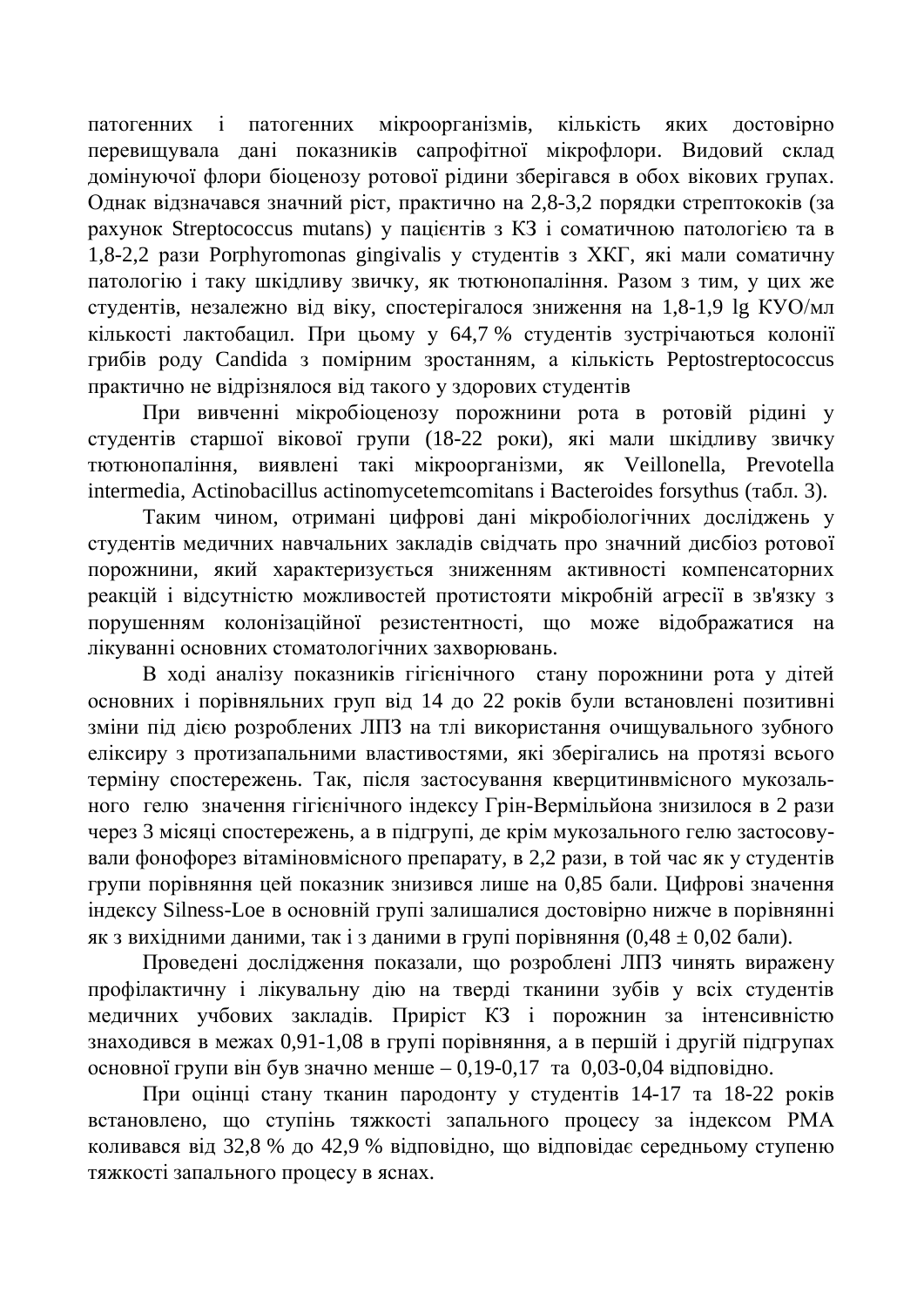патогенних і патогенних мікроорганізмів, кількість яких достовірно перевищувала дані показників сапрофітної мікрофлори. Видовий склад домінуючої флори біоценозу ротової рідини зберігався в обох вікових групах. Однак відзначався значний ріст, практично на 2,8-3,2 порядки стрептококів (за рахунок Streptococcus mutans) у пацієнтів з КЗ і соматичною патологією та в 1,8-2,2 рази Porphyromonas gingivalis у студентів з ХКГ, які мали соматичну патологію і таку шкідливу звичку, як тютюнопаління. Разом з тим, у цих же студентів, незалежно від віку, спостерігалося зниження на 1,8-1,9 lg КУО/мл кількості лактобацил. При цьому у 64,7 % студентів зустрічаються колонії грибів роду Candida з помірним зростанням, а кількість Peptostreptococcus практично не відрізнялося від такого у здорових студентів

При вивченні мікробіоценозу порожнини рота в ротовій рідині у студентів старшої вікової групи (18-22 роки), які мали шкідливу звичку тютюнопаління, виявлені такі мікроорганізми, як Veillonella, Prevotella intermedia, Actinobacillus actinomycetemcomitans і Bacteroides forsythus (табл. 3).

Таким чином, отримані цифрові дані мікробіологічних досліджень у студентів медичних навчальних закладів свідчать про значний дисбіоз ротової порожнини, який характеризується зниженням активності компенсаторних реакцій і відсутністю можливостей протистояти мікробній агресії в зв'язку з порушенням колонізаційної резистентності, що може відображатися на лікуванні основних стоматологічних захворювань.

В ході аналізу показників гігієнічного стану порожнини рота у дітей основних і порівняльних груп від 14 до 22 років були встановлені позитивні зміни під дією розроблених ЛПЗ на тлі використання очищувального зубного еліксиру з протизапальними властивостями, які зберігались на протязі всього терміну спостережень. Так, після застосування кверцитинвмісного мукозального гелю значення гігієнічного індексу Грін-Вермільйона знизилося в 2 рази через 3 місяці спостережень, а в підгрупі, де крім мукозального гелю застосовували фонофорез вітаміновмісного препарату, в 2,2 рази, в той час як у студентів групи порівняння цей показник знизився лише на 0,85 бали. Цифрові значення індексу Silness-Loe в основній групі залишалися достовірно нижче в порівнянні як з вихідними даними, так і з даними в групі порівняння ($0,48 \pm 0,02$ бали).

Проведені дослідження показали, що розроблені ЛПЗ чинять виражену профілактичну і лікувальну дію на тверді тканини зубів у всіх студентів медичних учбових закладів. Приріст КЗ і порожнин за інтенсивністю знаходився в межах 0,91-1,08 в групі порівняння, а в першій і другій підгрупах основної групи він був значно менше – 0,19-0,17 та 0,03-0,04 відповідно.

При оцінці стану тканин пародонту у студентів 14-17 та 18-22 років встановлено, що ступінь тяжкості запального процесу за індексом РМА коливався від 32,8 % до 42,9 % відповідно, що відповідає середньому ступеню тяжкості запального процесу в яснах.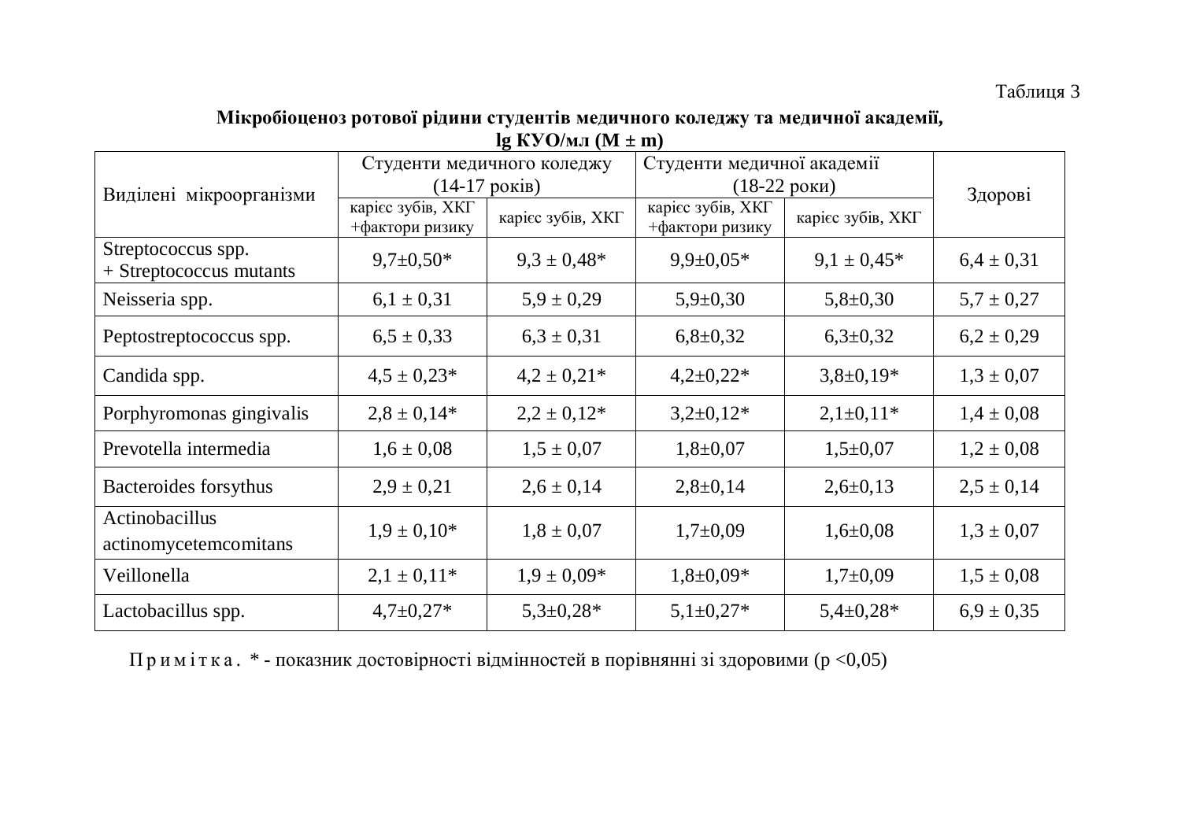Таблиця 3

**Мікробіоценоз ротової рідини студентів медичного коледжу та медичної академії, lg КУО/мл (M ± m)**

| Виділені мікроорганізми | Студенти медичного коледжу (14-17 років) | | Студенти медичної академії (18-22 роки) | | Здорові |
|---|---|---|---|---|---|
| | карієс зубів, ХКГ +фактори ризику | карієс зубів, ХКГ | карієс зубів, ХКГ +фактори ризику | карієс зубів, ХКГ | |
| Streptococcus spp. + Streptococcus mutants | 9,7±0,50* | 9,3 ± 0,48* | 9,9±0,05* | 9,1 ± 0,45* | 6,4 ± 0,31 |
| Neisseria spp. | 6,1 ± 0,31 | 5,9 ± 0,29 | 5,9±0,30 | 5,8±0,30 | 5,7 ± 0,27 |
| Peptostreptococcus spp. | 6,5 ± 0,33 | 6,3 ± 0,31 | 6,8±0,32 | 6,3±0,32 | 6,2 ± 0,29 |
| Candida spp. | 4,5 ± 0,23* | 4,2 ± 0,21* | 4,2±0,22* | 3,8±0,19* | 1,3 ± 0,07 |
| Porphyromonas gingivalis | 2,8 ± 0,14* | 2,2 ± 0,12* | 3,2±0,12* | 2,1±0,11* | 1,4 ± 0,08 |
| Prevotella intermedia | 1,6 ± 0,08 | 1,5 ± 0,07 | 1,8±0,07 | 1,5±0,07 | 1,2 ± 0,08 |
| Bacteroides forsythus | 2,9 ± 0,21 | 2,6 ± 0,14 | 2,8±0,14 | 2,6±0,13 | 2,5 ± 0,14 |
| Actinobacillus actinomycetemcomitans | 1,9 ± 0,10* | 1,8 ± 0,07 | 1,7±0,09 | 1,6±0,08 | 1,3 ± 0,07 |
| Veillonella | 2,1 ± 0,11* | 1,9 ± 0,09* | 1,8±0,09* | 1,7±0,09 | 1,5 ± 0,08 |
| Lactobacillus spp. | 4,7±0,27* | 5,3±0,28* | 5,1±0,27* | 5,4±0,28* | 6,9 ± 0,35 |

П р и м і т к а . * - показник достовірності відмінностей в порівнянні зі здоровими ($p < 0,05$)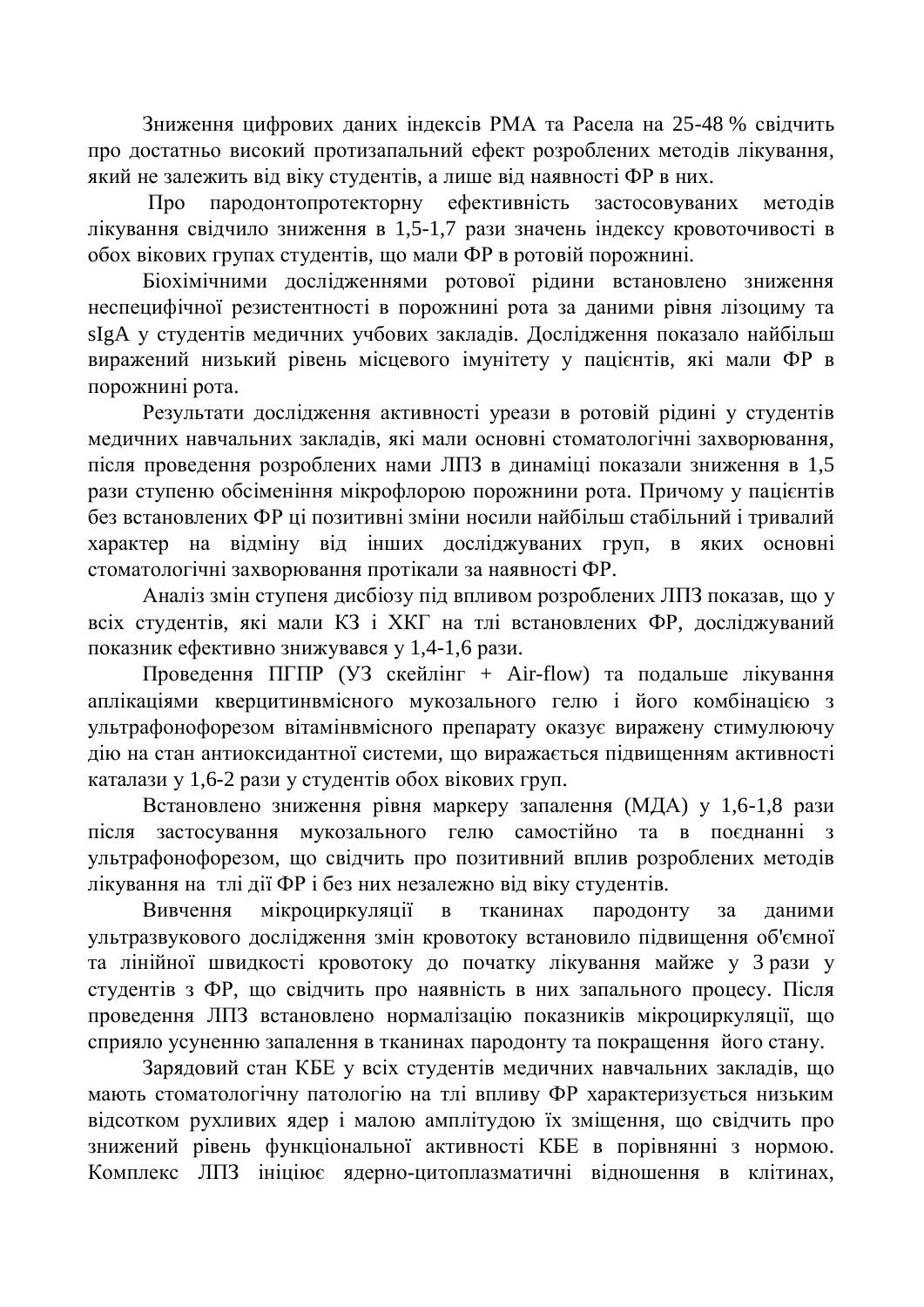Зниження цифрових даних індексів РМА та Расела на 25-48 % свідчить про достатньо високий протизапальний ефект розроблених методів лікування, який не залежить від віку студентів, а лише від наявності ФР в них.

Про пародонтопротекторну ефективність застосовуваних методів лікування свідчило зниження в 1,5-1,7 рази значень індексу кровоточивості в обох вікових групах студентів, що мали ФР в ротовій порожнині.

Біохімічними дослідженнями ротової рідини встановлено зниження неспецифічної резистентності в порожнині рота за даними рівня лізоциму та sIgA у студентів медичних учбових закладів. Дослідження показало найбільш виражений низький рівень місцевого імунітету у пацієнтів, які мали ФР в порожнині рота.

Результати дослідження активності уреази в ротовій рідині у студентів медичних навчальних закладів, які мали основні стоматологічні захворювання, після проведення розроблених нами ЛПЗ в динаміці показали зниження в 1,5 рази ступеню обсіменіння мікрофлорою порожнини рота. Причому у пацієнтів без встановлених ФР ці позитивні зміни носили найбільш стабільний і тривалий характер на відміну від інших досліджуваних груп, в яких основні стоматологічні захворювання протікали за наявності ФР.

Аналіз змін ступеня дисбіозу під впливом розроблених ЛПЗ показав, що у всіх студентів, які мали КЗ і ХКГ на тлі встановлених ФР, досліджуваний показник ефективно знижувався у 1,4-1,6 рази.

Проведення ПГПР (УЗ скейлінг + Air-flow) та подальше лікування аплікаціями кверцитинвмісного мукозального гелю і його комбінацією з ультрафонофорезом вітамінвмісного препарату оказує виражену стимулюючу дію на стан антиоксидантної системи, що виражається підвищенням активності каталази у 1,6-2 рази у студентів обох вікових груп.

Встановлено зниження рівня маркеру запалення (МДА) у 1,6-1,8 рази після застосування мукозального гелю самостійно та в поєднанні з ультрафонофорезом, що свідчить про позитивний вплив розроблених методів лікування на тлі дії ФР і без них незалежно від віку студентів.

Вивчення мікроциркуляції в тканинах пародонту за даними ультразвукового дослідження змін кровотоку встановило підвищення об'ємної та лінійної швидкості кровотоку до початку лікування майже у 3 рази у студентів з ФР, що свідчить про наявність в них запального процесу. Після проведення ЛПЗ встановлено нормалізацію показників мікроциркуляції, що сприяло усуненню запалення в тканинах пародонту та покращення його стану.

Зарядовий стан КБЕ у всіх студентів медичних навчальних закладів, що мають стоматологічну патологію на тлі впливу ФР характеризується низьким відсотком рухливих ядер і малою амплітудою їх зміщення, що свідчить про знижений рівень функціональної активності КБЕ в порівнянні з нормою. Комплекс ЛПЗ ініціює ядерно-цитоплазматичні відношення в клітинах,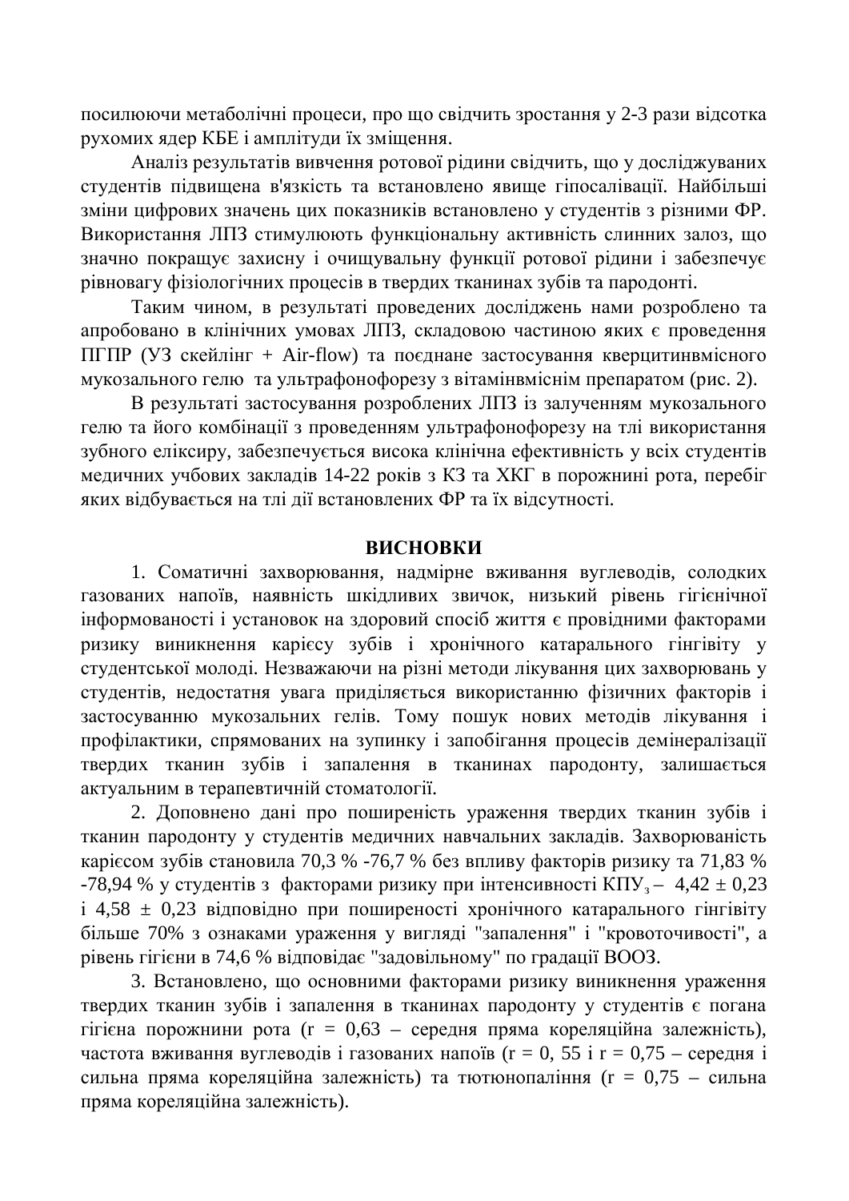посилюючи метаболічні процеси, про що свідчить зростання у 2-3 рази відсотка рухомих ядер КБЕ і амплітуди їх зміщення.

Аналіз результатів вивчення ротової рідини свідчить, що у досліджуваних студентів підвищена в'язкість та встановлено явище гіпосалівації. Найбільші зміни цифрових значень цих показників встановлено у студентів з різними ФР. Використання ЛПЗ стимулюють функціональну активність слинних залоз, що значно покращує захисну і очищувальну функції ротової рідини і забезпечує рівновагу фізіологічних процесів в твердих тканинах зубів та пародонті.

Таким чином, в результаті проведених досліджень нами розроблено та апробовано в клінічних умовах ЛПЗ, складовою частиною яких є проведення ПГПР (УЗ скейлінг + Air-flow) та поєднане застосування кверцитинвмісного мукозального гелю та ультрафонофорезу з вітамінвмісним препаратом (рис. 2).

В результаті застосування розроблених ЛПЗ із залученням мукозального гелю та його комбінації з проведенням ультрафонофорезу на тлі використання зубного еліксиру, забезпечується висока клінічна ефективність у всіх студентів медичних учбових закладів 14-22 років з КЗ та ХКГ в порожнині рота, перебіг яких відбувається на тлі дії встановлених ФР та їх відсутності.

## ВИСНОВКИ

1. Соматичні захворювання, надмірне вживання вуглеводів, солодких газованих напоїв, наявність шкідливих звичок, низький рівень гігієнічної інформованості і установок на здоровий спосіб життя є провідними факторами ризику виникнення карієсу зубів і хронічного катарального гінгівіту у студентської молоді. Незважаючи на різні методи лікування цих захворювань у студентів, недостатня увага приділяється використанню фізичних факторів і застосуванню мукозальних гелів. Тому пошук нових методів лікування і профілактики, спрямованих на зупинку і запобігання процесів демінералізації твердих тканин зубів і запалення в тканинах пародонту, залишається актуальним в терапевтичній стоматології.

2. Доповнено дані про поширеність ураження твердих тканин зубів і тканин пародонту у студентів медичних навчальних закладів. Захворюваність карієсом зубів становила 70,3 % -76,7 % без впливу факторів ризику та 71,83 % -78,94 % у студентів з факторами ризику при інтенсивності $КПУ_з$ – 4,42 ± 0,23 і 4,58 ± 0,23 відповідно при поширеності хронічного катарального гінгівіту більше 70% з ознаками ураження у вигляді "запалення" і "кровоточивості", а рівень гігієни в 74,6 % відповідає "задовільному" по градації ВООЗ.

3. Встановлено, що основними факторами ризику виникнення ураження твердих тканин зубів і запалення в тканинах пародонту у студентів є погана гігієна порожнини рота (r = 0,63 – середня пряма кореляційна залежність), частота вживання вуглеводів і газованих напоїв (r = 0, 55 і r = 0,75 – середня і сильна пряма кореляційна залежність) та тютюнопаління (r = 0,75 – сильна пряма кореляційна залежність).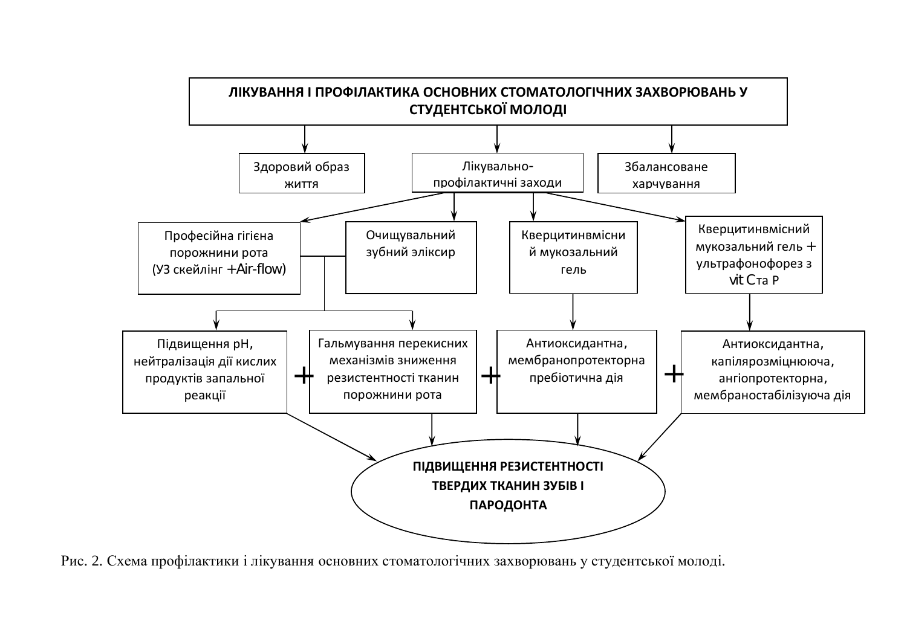ЛІКУВАННЯ І ПРОФІЛАКТИКА ОСНОВНИХ СТОМАТОЛОГІЧНИХ ЗАХВОРЮВАНЬ У СТУДЕНТСЬКОЇ МОЛОДІ

Здоровий образ життя

Лікувально-профілактичні заходи

Збалансоване харчування

Професійна гігієна порожнини рота (УЗ скейлінг +Air-flow)

Очищувальний зубний эліксир

Кверцитинвмісний мукозальний гель

Кверцитинвмісний мукозальний гель + ультрафонофорез з vit C та P

Підвищення pH, нейтралізація дії кислих продуктів запальної реакції

+

Гальмування перекисних механізмів зниження резистентності тканин порожнини рота

+

Антиоксидантна, мембранопротекторна пребіотична дія

+

Антиоксидантна, капілярозміцнююча, ангіопротекторна, мембраностабілізуюча дія

ПІДВИЩЕННЯ РЕЗИСТЕНТНОСТІ ТВЕРДИХ ТКАНИН ЗУБІВ І ПАРОДОНТА

Рис. 2. Схема профілактики і лікування основних стоматологічних захворювань у студентської молоді.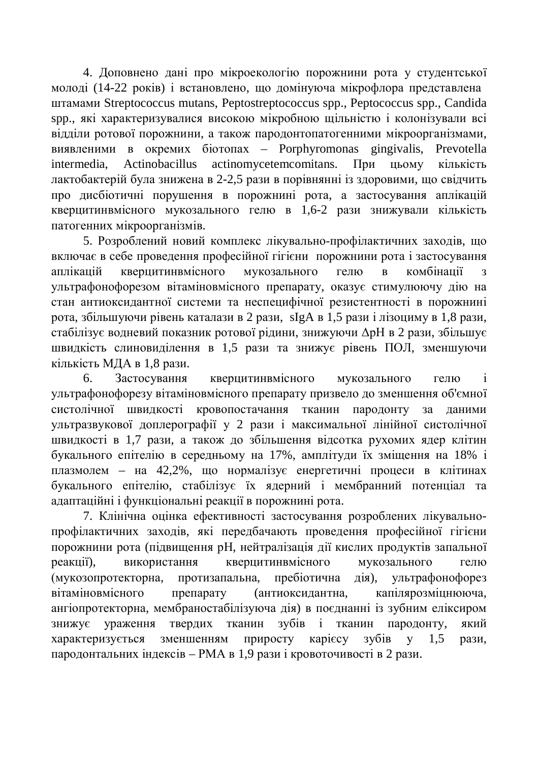4. Доповнено дані про мікроекологію порожнини рота у студентської молоді (14-22 років) і встановлено, що домінуюча мікрофлора представлена штамами Streptococcus mutans, Peptostreptococcus spp., Peptococcus spp., Candida spp., які характеризувалися високою мікробною щільністю і колонізували всі відділи ротової порожнини, а також пародонтопатогенними мікроорганізмами, виявленими в окремих біотопах – Porphyromonas gingivalis, Prevotella intermedia, Actinobacillus actinomycetemcomitans. При цьому кількість лактобактерій була знижена в 2-2,5 рази в порівнянні із здоровими, що свідчить про дисбіотичні порушення в порожнині рота, а застосування аплікацій кверцитинвмісного мукозального гелю в 1,6-2 рази знижували кількість патогенних мікроорганізмів.

5. Розроблений новий комплекс лікувально-профілактичних заходів, що включає в себе проведення професійної гігієни порожнини рота і застосування аплікацій кверцитинвмісного мукозального гелю в комбінації з ультрафонофорезом вітаміновмісного препарату, оказує стимулюючу дію на стан антиоксидантної системи та неспецифічної резистентності в порожнині рота, збільшуючи рівень каталази в 2 рази, sIgA в 1,5 рази і лізоциму в 1,8 рази, стабілізує водневий показник ротової рідини, знижуючи ΔpH в 2 рази, збільшує швидкість слиновиділення в 1,5 рази та знижує рівень ПОЛ, зменшуючи кількість МДА в 1,8 рази.

6. Застосування кверцитинвмісного мукозального гелю і ультрафонофорезу вітаміновмісного препарату призвело до зменшення об'ємної систолічної швидкості кровопостачання тканин пародонту за даними ультразвукової доплерографії у 2 рази і максимальної лінійної систолічної швидкості в 1,7 рази, а також до збільшення відсотка рухомих ядер клітин букального епітелію в середньому на 17%, амплітуди їх зміщення на 18% і плазмолем – на 42,2%, що нормалізує енергетичні процеси в клітинах букального епітелію, стабілізує їх ядерний і мембранний потенціал та адаптаційні і функціональні реакції в порожнині рота.

7. Клінічна оцінка ефективності застосування розроблених лікувально-профілактичних заходів, які передбачають проведення професійної гігієни порожнини рота (підвищення pH, нейтралізація дії кислих продуктів запальної реакції), використання кверцитинвмісного мукозального гелю (мукозопротекторна, протизапальна, пребіотична дія), ультрафонофорез вітаміновмісного препарату (антиоксидантна, капілярозміцнююча, ангіопротекторна, мембраностабілізуюча дія) в поєднанні із зубним еліксиром знижує ураження твердих тканин зубів і тканин пародонту, який характеризується зменшенням приросту карієсу зубів у 1,5 рази, пародонтальних індексів – РМА в 1,9 рази і кровоточивості в 2 рази.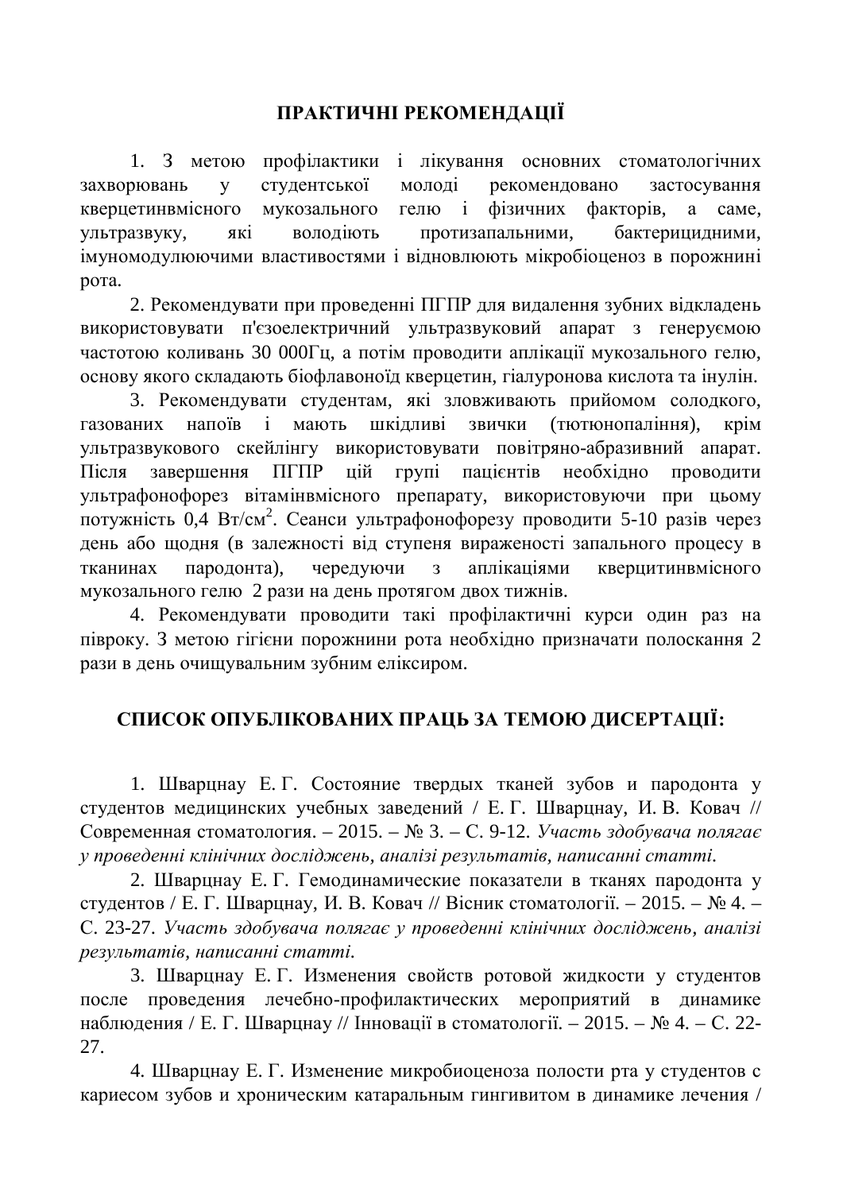## ПРАКТИЧНІ РЕКОМЕНДАЦІЇ

1. З метою профілактики і лікування основних стоматологічних захворювань у студентської молоді рекомендовано застосування кверцетинвмісного мукозального гелю і фізичних факторів, а саме, ультразвуку, які володіють протизапальними, бактерицидними, імуномодулюючими властивостями і відновлюють мікробіоценоз в порожнині рота.

2. Рекомендувати при проведенні ПГПР для видалення зубних відкладень використовувати п'єзоелектричний ультразвуковий апарат з генеруємою частотою коливань 30 000Гц, а потім проводити аплікації мукозального гелю, основу якого складають біофлавоноїд кверцетин, гіалуронова кислота та інулін.

3. Рекомендувати студентам, які зловживають прийомом солодкого, газованих напоїв і мають шкідливі звички (тютюнопаління), крім ультразвукового скейлінгу використовувати повітряно-абразивний апарат. Після завершення ПГПР цій групі пацієнтів необхідно проводити ультрафонофорез вітамінвмісного препарату, використовуючи при цьому потужність 0,4 Вт/см$^2$. Сеанси ультрафонофорезу проводити 5-10 разів через день або щодня (в залежності від ступеня вираженості запального процесу в тканинах пародонта), чередуючи з аплікаціями кверцитинвмісного мукозального гелю 2 рази на день протягом двох тижнів.

4. Рекомендувати проводити такі профілактичні курси один раз на півроку. З метою гігієни порожнини рота необхідно призначати полоскання 2 рази в день очищувальним зубним еліксиром.

## СПИСОК ОПУБЛІКОВАНИХ ПРАЦЬ ЗА ТЕМОЮ ДИСЕРТАЦІЇ:

1. Шварцнау Е. Г. Состояние твердых тканей зубов и пародонта у студентов медицинских учебных заведений / Е. Г. Шварцнау, И. В. Ковач // Современная стоматология. – 2015. – № 3. – С. 9-12. *Участь здобувача полягає у проведенні клінічних досліджень, аналізі результатів, написанні статті.*

2. Шварцнау Е. Г. Гемодинамические показатели в тканях пародонта у студентов / Е. Г. Шварцнау, И. В. Ковач // Вісник стоматології. – 2015. – № 4. – С. 23-27. *Участь здобувача полягає у проведенні клінічних досліджень, аналізі результатів, написанні статті.*

3. Шварцнау Е. Г. Изменения свойств ротовой жидкости у студентов после проведения лечебно-профилактических мероприятий в динамике наблюдения / Е. Г. Шварцнау // Інновації в стоматології. – 2015. – № 4. – С. 22-27.

4. Шварцнау Е. Г. Изменение микробиоценоза полости рта у студентов с кариесом зубов и хроническим катаральным гингивитом в динамике лечения /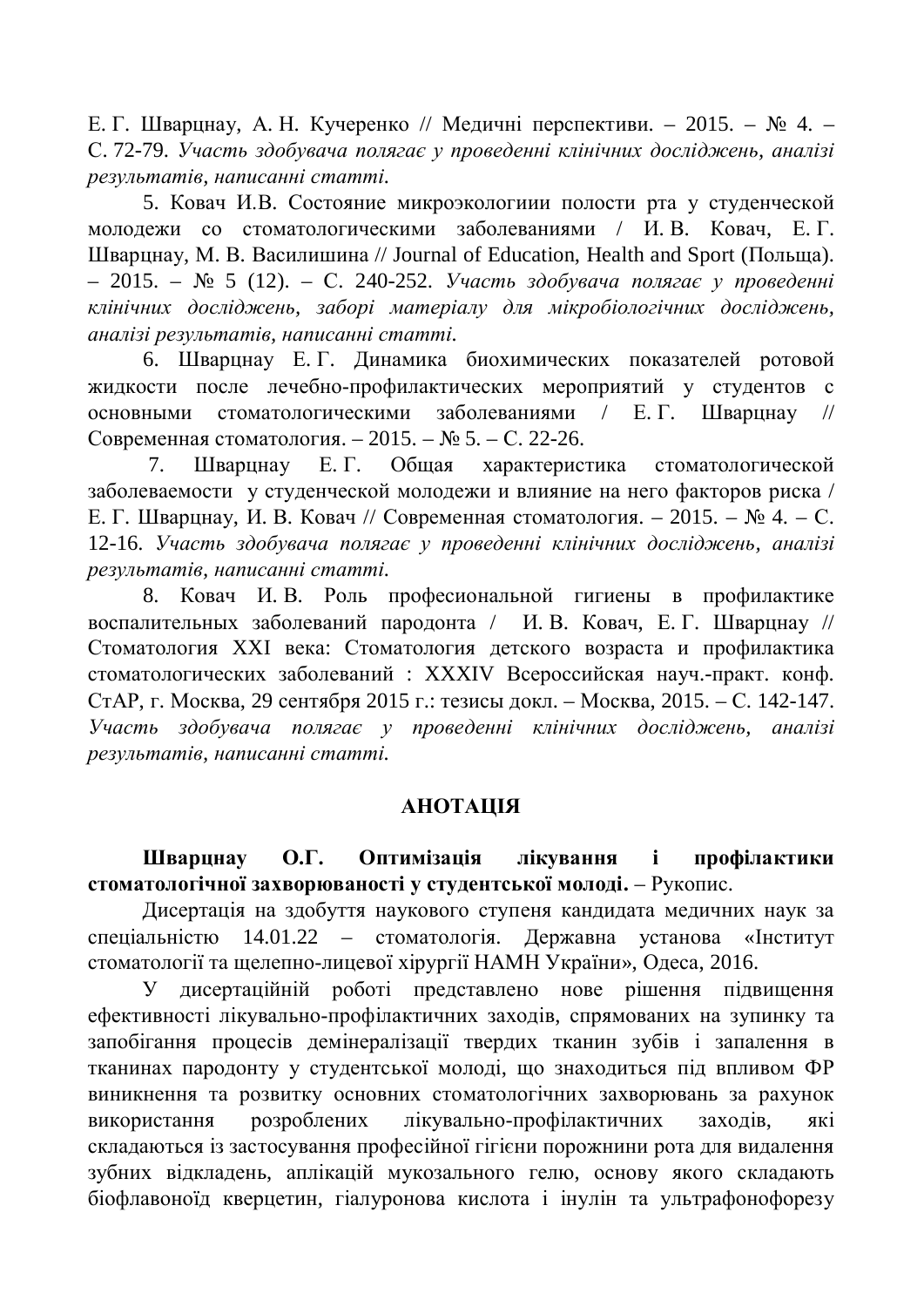Е. Г. Шварцнау, А. Н. Кучеренко // Медичні перспективи. – 2015. – № 4. – С. 72-79. *Участь здобувача полягає у проведенні клінічних досліджень, аналізі результатів, написанні статті.*

5. Ковач И.В. Состояние микроэкологиии полости рта у студенческой молодежи со стоматологическими заболеваниями / И. В. Ковач, Е. Г. Шварцнау, М. В. Василишина // Journal of Education, Health and Sport (Польща). – 2015. – № 5 (12). – С. 240-252. *Участь здобувача полягає у проведенні клінічних досліджень, заборі матеріалу для мікробіологічних досліджень, аналізі результатів, написанні статті.*

6. Шварцнау Е. Г. Динамика биохимических показателей ротовой жидкости после лечебно-профилактических мероприятий у студентов с основными стоматологическими заболеваниями / Е. Г. Шварцнау // Современная стоматология. – 2015. – № 5. – С. 22-26.

7. Шварцнау Е. Г. Общая характеристика стоматологической заболеваемости у студенческой молодежи и влияние на него факторов риска / Е. Г. Шварцнау, И. В. Ковач // Современная стоматология. – 2015. – № 4. – С. 12-16. *Участь здобувача полягає у проведенні клінічних досліджень, аналізі результатів, написанні статті.*

8. Ковач И. В. Роль професиональной гигиены в профилактике воспалительных заболеваний пародонта / И. В. Ковач, Е. Г. Шварцнау // Стоматология XXI века: Стоматология детского возраста и профилактика стоматологических заболеваний : XXXIV Всероссийская науч.-практ. конф. СтАР, г. Москва, 29 сентября 2015 г.: тезисы докл. – Москва, 2015. – С. 142-147. *Участь здобувача полягає у проведенні клінічних досліджень, аналізі результатів, написанні статті.*

## АНОТАЦІЯ

**Шварцнау О.Г. Оптимізація лікування і профілактики стоматологічної захворюваності у студентської молоді.** – Рукопис.

Дисертація на здобуття наукового ступеня кандидата медичних наук за спеціальністю 14.01.22 – стоматологія. Державна установа «Інститут стоматології та щелепно-лицевої хірургії НАМН України», Одеса, 2016.

У дисертаційній роботі представлено нове рішення підвищення ефективності лікувально-профілактичних заходів, спрямованих на зупинку та запобігання процесів демінералізації твердих тканин зубів і запалення в тканинах пародонту у студентської молоді, що знаходиться під впливом ФР виникнення та розвитку основних стоматологічних захворювань за рахунок використання розроблених лікувально-профілактичних заходів, які складаються із застосування професійної гігієни порожнини рота для видалення зубних відкладень, аплікацій мукозального гелю, основу якого складають біофлавоноїд кверцетин, гіалуронова кислота і інулін та ультрафонофорезу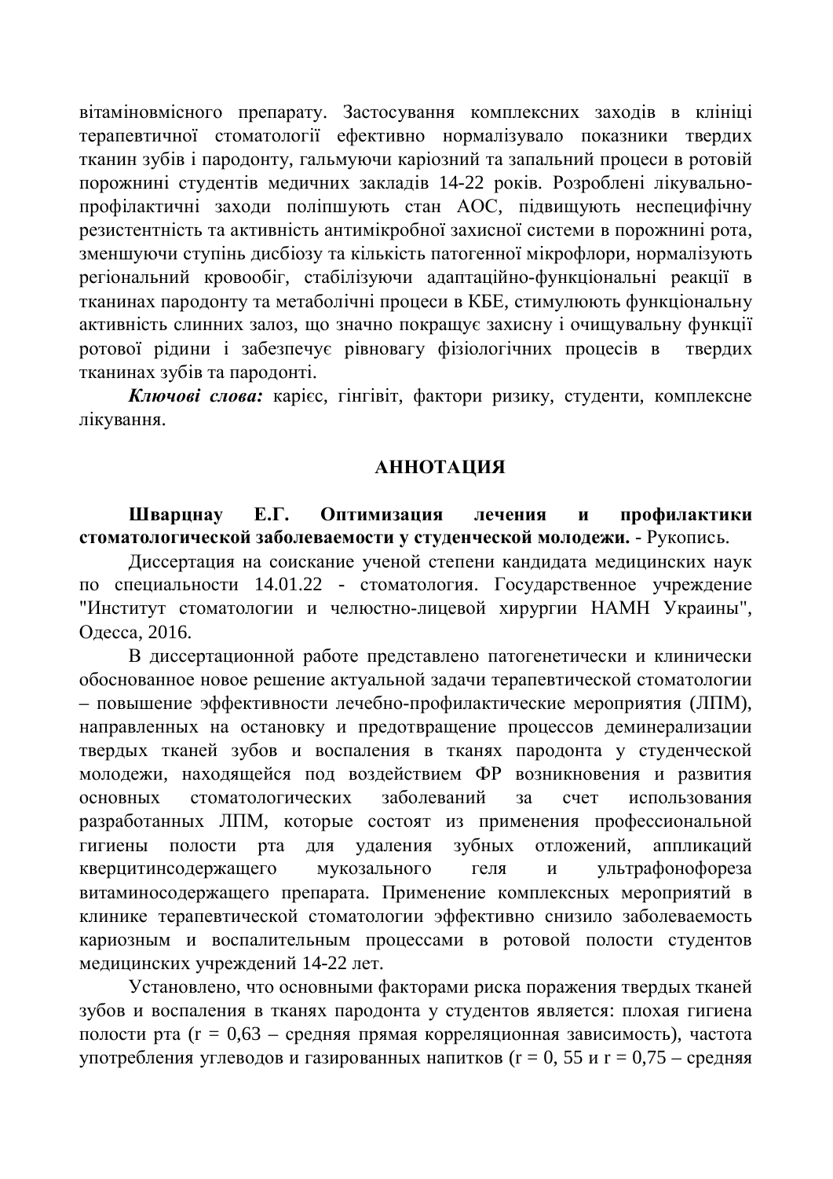вітаміновмісного препарату. Застосування комплексних заходів в клініці терапевтичної стоматології ефективно нормалізувало показники твердих тканин зубів і пародонту, гальмуючи каріозний та запальний процеси в ротовій порожнині студентів медичних закладів 14-22 років. Розроблені лікувально-профілактичні заходи поліпшують стан АОС, підвищують неспецифічну резистентність та активність антимікробної захисної системи в порожнині рота, зменшуючи ступінь дисбіозу та кількість патогенної мікрофлори, нормалізують регіональний кровообіг, стабілізуючи адаптаційно-функціональні реакції в тканинах пародонту та метаболічні процеси в КБЕ, стимулюють функціональну активність слинних залоз, що значно покращує захисну і очищувальну функції ротової рідини і забезпечує рівновагу фізіологічних процесів в твердих тканинах зубів та пародонті.

***Ключові слова:*** карієс, гінгівіт, фактори ризику, студенти, комплексне лікування.

## АННОТАЦИЯ

**Шварцнау Е.Г. Оптимизация лечения и профилактики стоматологической заболеваемости у студенческой молодежи.** - Рукопись.

Диссертация на соискание ученой степени кандидата медицинских наук по специальности 14.01.22 - стоматология. Государственное учреждение "Институт стоматологии и челюстно-лицевой хирургии НАМН Украины", Одесса, 2016.

В диссертационной работе представлено патогенетически и клинически обоснованное новое решение актуальной задачи терапевтической стоматологии – повышение эффективности лечебно-профилактические мероприятия (ЛПМ), направленных на остановку и предотвращение процессов деминерализации твердых тканей зубов и воспаления в тканях пародонта у студенческой молодежи, находящейся под воздействием ФР возникновения и развития основных стоматологических заболеваний за счет использования разработанных ЛПМ, которые состоят из применения профессиональной гигиены полости рта для удаления зубных отложений, аппликаций кверцитинсодержащего мукозального геля и ультрафонофореза витаминосодержащего препарата. Применение комплексных мероприятий в клинике терапевтической стоматологии эффективно снизило заболеваемость кариозным и воспалительным процессами в ротовой полости студентов медицинских учреждений 14-22 лет.

Установлено, что основными факторами риска поражения твердых тканей зубов и воспаления в тканях пародонта у студентов является: плохая гигиена полости рта ($r = 0,63$ – средняя прямая корреляционная зависимость), частота употребления углеводов и газированных напитков ($r = 0,55$ и $r = 0,75$ – средняя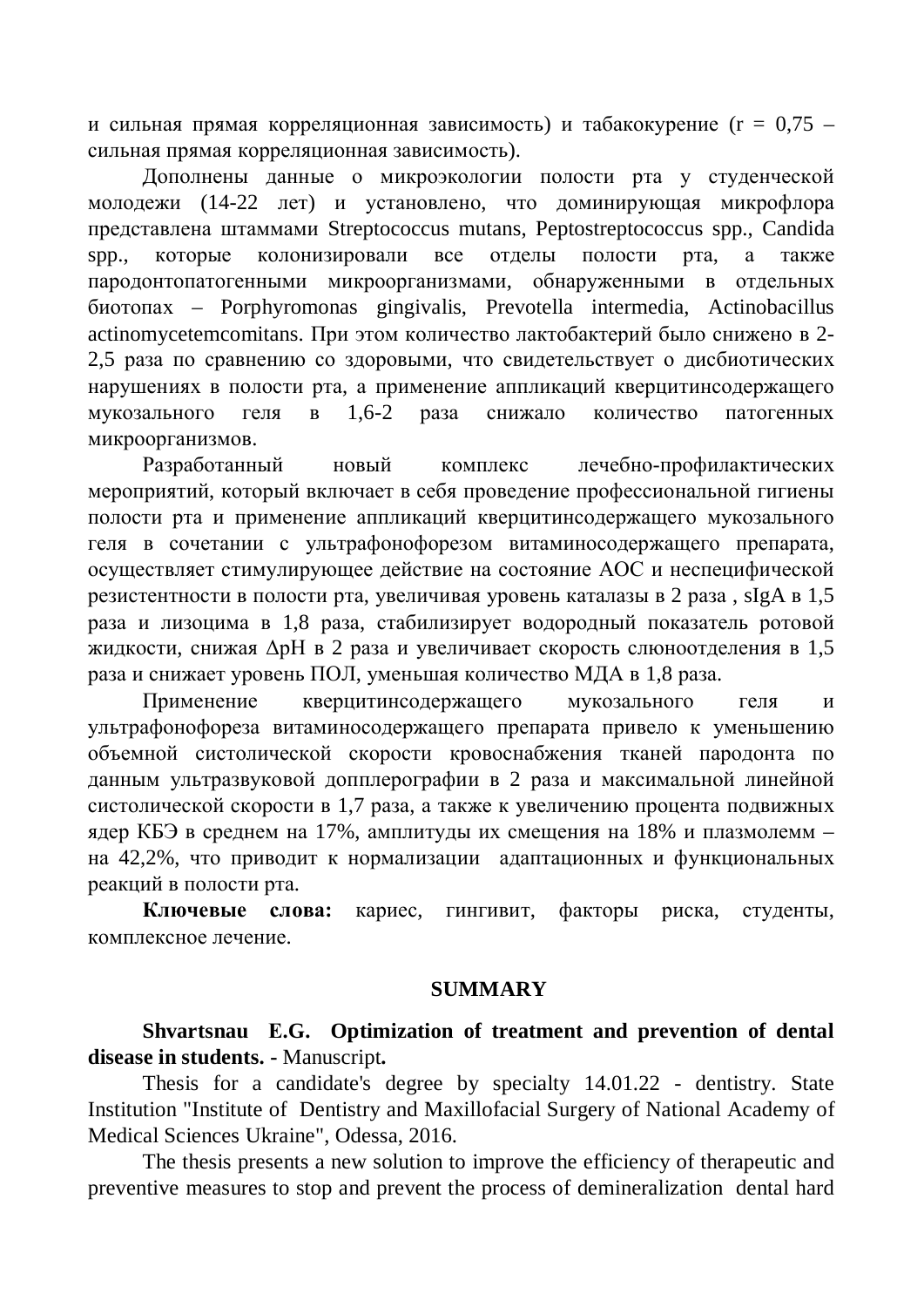и сильная прямая корреляционная зависимость) и табакокурение (r = 0,75 – сильная прямая корреляционная зависимость).

Дополнены данные о микроэкологии полости рта у студенческой молодежи (14-22 лет) и установлено, что доминирующая микрофлора представлена штаммами Streptococcus mutans, Peptostreptococcus spp., Candida spp., которые колонизировали все отделы полости рта, а также пародонтопатогенными микроорганизмами, обнаруженными в отдельных биотопах – Porphyromonas gingivalis, Prevotella intermedia, Actinobacillus actinomycetemcomitans. При этом количество лактобактерий было снижено в 2-2,5 раза по сравнению со здоровыми, что свидетельствует о дисбиотических нарушениях в полости рта, а применение аппликаций кверцитинсодержащего мукозального геля в 1,6-2 раза снижало количество патогенных микроорганизмов.

Разработанный новый комплекс лечебно-профилактических мероприятий, который включает в себя проведение профессиональной гигиены полости рта и применение аппликаций кверцитинсодержащего мукозального геля в сочетании с ультрафонофорезом витаминосодержащего препарата, осуществляет стимулирующее действие на состояние АОС и неспецифической резистентности в полости рта, увеличивая уровень каталазы в 2 раза , sIgA в 1,5 раза и лизоцима в 1,8 раза, стабилизирует водородный показатель ротовой жидкости, снижая ΔpH в 2 раза и увеличивает скорость слюноотделения в 1,5 раза и снижает уровень ПОЛ, уменьшая количество МДА в 1,8 раза.

Применение кверцитинсодержащего мукозального геля и ультрафонофореза витаминосодержащего препарата привело к уменьшению объемной систолической скорости кровоснабжения тканей пародонта по данным ультразвуковой допплерографии в 2 раза и максимальной линейной систолической скорости в 1,7 раза, а также к увеличению процента подвижных ядер КБЭ в среднем на 17%, амплитуды их смещения на 18% и плазмолемм – на 42,2%, что приводит к нормализации адаптационных и функциональных реакций в полости рта.

**Ключевые слова:** кариес, гингивит, факторы риска, студенты, комплексное лечение.

## SUMMARY

**Shvartsnau E.G. Optimization of treatment and prevention of dental disease in students. -** Manuscript**.**

Thesis for a candidate's degree by specialty 14.01.22 - dentistry. State Institution "Institute of Dentistry and Maxillofacial Surgery of National Academy of Medical Sciences Ukraine", Odessa, 2016.

The thesis presents a new solution to improve the efficiency of therapeutic and preventive measures to stop and prevent the process of demineralization dental hard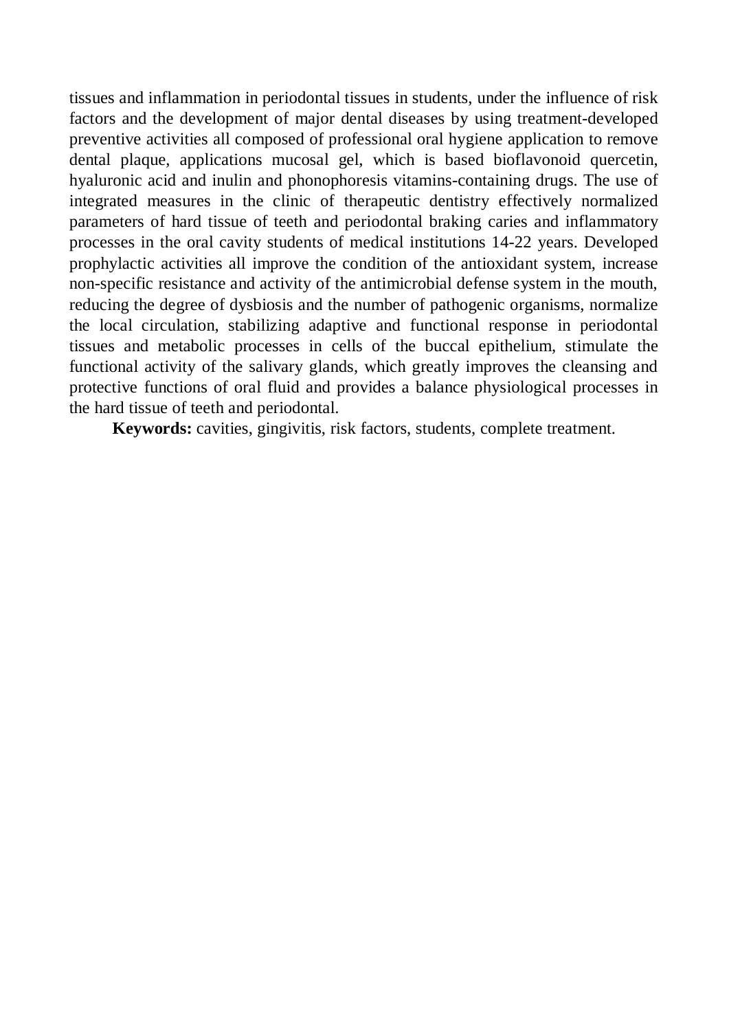tissues and inflammation in periodontal tissues in students, under the influence of risk factors and the development of major dental diseases by using treatment-developed preventive activities all composed of professional oral hygiene application to remove dental plaque, applications mucosal gel, which is based bioflavonoid quercetin, hyaluronic acid and inulin and phonophoresis vitamins-containing drugs. The use of integrated measures in the clinic of therapeutic dentistry effectively normalized parameters of hard tissue of teeth and periodontal braking caries and inflammatory processes in the oral cavity students of medical institutions 14-22 years. Developed prophylactic activities all improve the condition of the antioxidant system, increase non-specific resistance and activity of the antimicrobial defense system in the mouth, reducing the degree of dysbiosis and the number of pathogenic organisms, normalize the local circulation, stabilizing adaptive and functional response in periodontal tissues and metabolic processes in cells of the buccal epithelium, stimulate the functional activity of the salivary glands, which greatly improves the cleansing and protective functions of oral fluid and provides a balance physiological processes in the hard tissue of teeth and periodontal.

**Keywords:** cavities, gingivitis, risk factors, students, complete treatment.